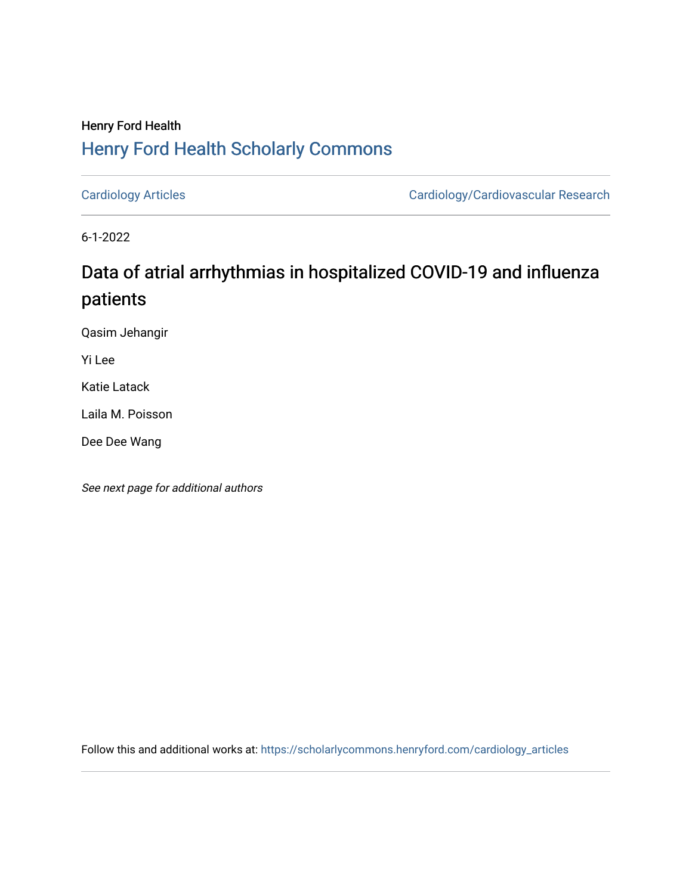Henry Ford Health

## Henry Ford Health Scholarly Commons

Cardiology Articles | Cardiology/Cardiovascular Research

6-1-2022

# Data of atrial arrhythmias in hospitalized COVID-19 and influenza patients

Qasim Jehangir

Yi Lee

Katie Latack

Laila M. Poisson

Dee Dee Wang

*See next page for additional authors*

Follow this and additional works at: https://scholarlycommons.henryford.com/cardiology_articles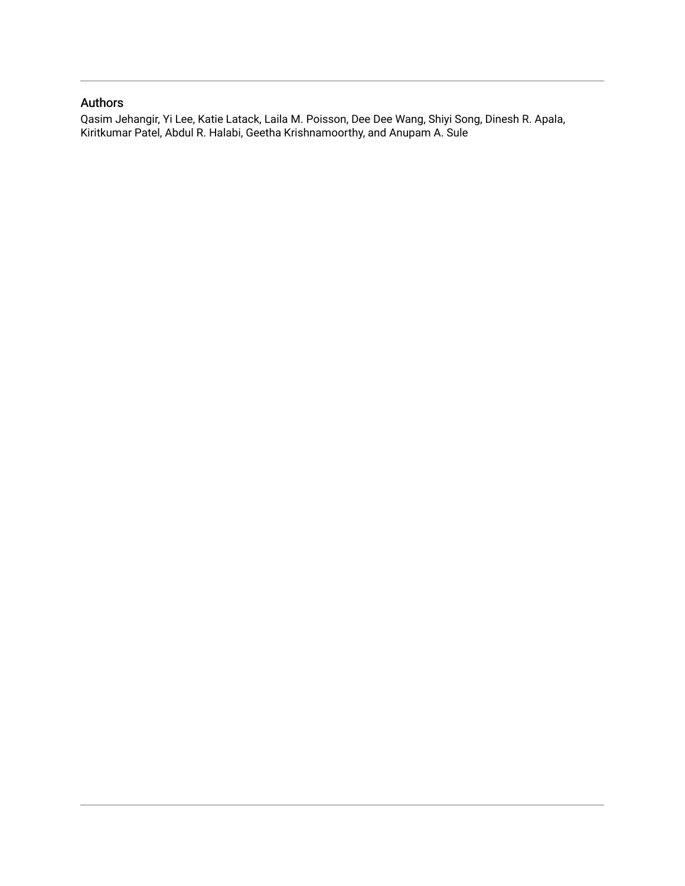## Authors

Qasim Jehangir, Yi Lee, Katie Latack, Laila M. Poisson, Dee Dee Wang, Shiyi Song, Dinesh R. Apala, Kiritkumar Patel, Abdul R. Halabi, Geetha Krishnamoorthy, and Anupam A. Sule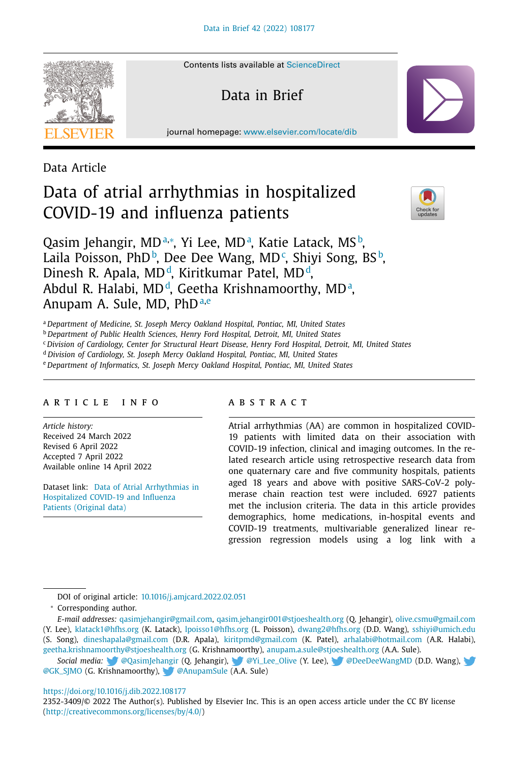Data Article

# Data of atrial arrhythmias in hospitalized COVID-19 and influenza patients

Qasim Jehangir, MD[a,*], Yi Lee, MD[a], Katie Latack, MS[b], Laila Poisson, PhD[b], Dee Dee Wang, MD[c], Shiyi Song, BS[b], Dinesh R. Apala, MD[d], Kiritkumar Patel, MD[d], Abdul R. Halabi, MD[d], Geetha Krishnamoorthy, MD[a], Anupam A. Sule, MD, PhD[a,e]

[a] *Department of Medicine, St. Joseph Mercy Oakland Hospital, Pontiac, MI, United States*
[b] *Department of Public Health Sciences, Henry Ford Hospital, Detroit, MI, United States*
[c] *Division of Cardiology, Center for Structural Heart Disease, Henry Ford Hospital, Detroit, MI, United States*
[d] *Division of Cardiology, St. Joseph Mercy Oakland Hospital, Pontiac, MI, United States*
[e] *Department of Informatics, St. Joseph Mercy Oakland Hospital, Pontiac, MI, United States*

## ARTICLE INFO

*Article history:*
Received 24 March 2022
Revised 6 April 2022
Accepted 7 April 2022
Available online 14 April 2022

Dataset link: Data of Atrial Arrhythmias in Hospitalized COVID-19 and Influenza Patients (Original data)

## ABSTRACT

Atrial arrhythmias (AA) are common in hospitalized COVID-19 patients with limited data on their association with COVID-19 infection, clinical and imaging outcomes. In the related research article using retrospective research data from one quaternary care and five community hospitals, patients aged 18 years and above with positive SARS-CoV-2 polymerase chain reaction test were included. 6927 patients met the inclusion criteria. The data in this article provides demographics, home medications, in-hospital events and COVID-19 treatments, multivariable generalized linear regression regression models using a log link with a

---

DOI of original article: 10.1016/j.amjcard.2022.02.051

* Corresponding author.

*E-mail addresses:* qasimjehangir@gmail.com, qasim.jehangir001@stjoeshealth.org (Q. Jehangir), olive.csmu@gmail.com (Y. Lee), klatack1@hfhs.org (K. Latack), lpoisso1@hfhs.org (L. Poisson), dwang2@hfhs.org (D.D. Wang), sshiyi@umich.edu (S. Song), dineshapala@gmail.com (D.R. Apala), kiritpmd@gmail.com (K. Patel), arhalabi@hotmail.com (A.R. Halabi), geetha.krishnamoorthy@stjoeshealth.org (G. Krishnamoorthy), anupam.a.sule@stjoeshealth.org (A.A. Sule).

*Social media:* @QasimJehangir (Q. Jehangir), @Yi_Lee_Olive (Y. Lee), @DeeDeeWangMD (D.D. Wang), @GK_SJMO (G. Krishnamoorthy), @AnupamSule (A.A. Sule)

https://doi.org/10.1016/j.dib.2022.108177

2352-3409/© 2022 The Author(s). Published by Elsevier Inc. This is an open access article under the CC BY license (http://creativecommons.org/licenses/by/4.0/)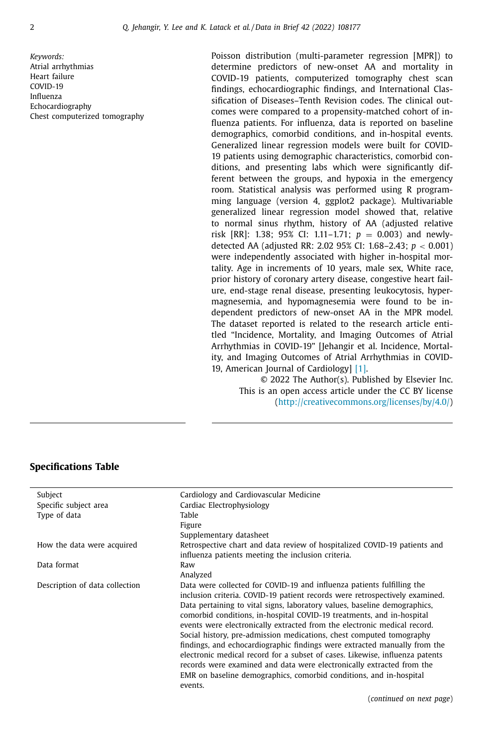*Keywords:*
Atrial arrhythmias
Heart failure
COVID-19
Influenza
Echocardiography
Chest computerized tomography

Poisson distribution (multi-parameter regression [MPR]) to determine predictors of new-onset AA and mortality in COVID-19 patients, computerized tomography chest scan findings, echocardiographic findings, and International Classification of Diseases–Tenth Revision codes. The clinical outcomes were compared to a propensity-matched cohort of influenza patients. For influenza, data is reported on baseline demographics, comorbid conditions, and in-hospital events. Generalized linear regression models were built for COVID-19 patients using demographic characteristics, comorbid conditions, and presenting labs which were significantly different between the groups, and hypoxia in the emergency room. Statistical analysis was performed using R programming language (version 4, ggplot2 package). Multivariable generalized linear regression model showed that, relative to normal sinus rhythm, history of AA (adjusted relative risk [RR]: 1.38; 95% CI: 1.11–1.71; $p = 0.003$) and newly-detected AA (adjusted RR: 2.02 95% CI: 1.68–2.43; $p < 0.001$) were independently associated with higher in-hospital mortality. Age in increments of 10 years, male sex, White race, prior history of coronary artery disease, congestive heart failure, end-stage renal disease, presenting leukocytosis, hypermagnesemia, and hypomagnesemia were found to be independent predictors of new-onset AA in the MPR model. The dataset reported is related to the research article entitled "Incidence, Mortality, and Imaging Outcomes of Atrial Arrhythmias in COVID-19" [Jehangir et al. Incidence, Mortality, and Imaging Outcomes of Atrial Arrhythmias in COVID-19, American Journal of Cardiology] [1].

© 2022 The Author(s). Published by Elsevier Inc.
This is an open access article under the CC BY license (http://creativecommons.org/licenses/by/4.0/)

## Specifications Table

| | |
|---|---|
| Subject | Cardiology and Cardiovascular Medicine |
| Specific subject area | Cardiac Electrophysiology |
| Type of data | Table<br>Figure<br>Supplementary datasheet |
| How the data were acquired | Retrospective chart and data review of hospitalized COVID-19 patients and influenza patients meeting the inclusion criteria. |
| Data format | Raw<br>Analyzed |
| Description of data collection | Data were collected for COVID-19 and influenza patients fulfilling the inclusion criteria. COVID-19 patient records were retrospectively examined. Data pertaining to vital signs, laboratory values, baseline demographics, comorbid conditions, in-hospital COVID-19 treatments, and in-hospital events were electronically extracted from the electronic medical record. Social history, pre-admission medications, chest computed tomography findings, and echocardiographic findings were extracted manually from the electronic medical record for a subset of cases. Likewise, influenza patients records were examined and data were electronically extracted from the EMR on baseline demographics, comorbid conditions, and in-hospital events. |

(*continued on next page*)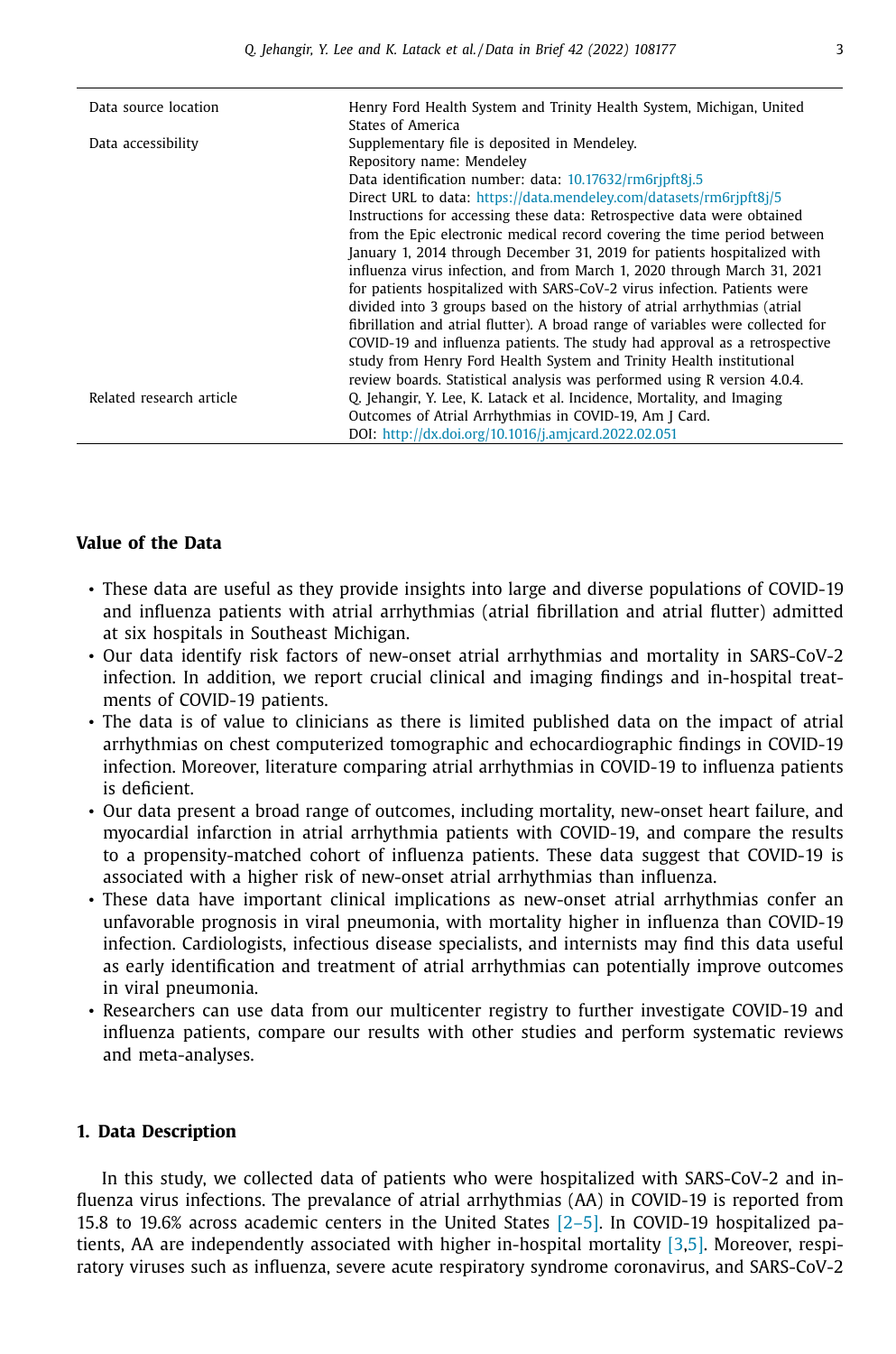| | |
|---|---|
| Data source location | Henry Ford Health System and Trinity Health System, Michigan, United States of America |
| Data accessibility | Supplementary file is deposited in Mendeley.<br>Repository name: Mendeley<br>Data identification number: data: 10.17632/rm6rjpft8j.5<br>Direct URL to data: https://data.mendeley.com/datasets/rm6rjpft8j/5<br>Instructions for accessing these data: Retrospective data were obtained from the Epic electronic medical record covering the time period between January 1, 2014 through December 31, 2019 for patients hospitalized with influenza virus infection, and from March 1, 2020 through March 31, 2021 for patients hospitalized with SARS-CoV-2 virus infection. Patients were divided into 3 groups based on the history of atrial arrhythmias (atrial fibrillation and atrial flutter). A broad range of variables were collected for COVID-19 and influenza patients. The study had approval as a retrospective study from Henry Ford Health System and Trinity Health institutional review boards. Statistical analysis was performed using R version 4.0.4. |
| Related research article | Q. Jehangir, Y. Lee, K. Latack et al. Incidence, Mortality, and Imaging Outcomes of Atrial Arrhythmias in COVID-19, Am J Card.<br>DOI: http://dx.doi.org/10.1016/j.amjcard.2022.02.051 |

## Value of the Data

- These data are useful as they provide insights into large and diverse populations of COVID-19 and influenza patients with atrial arrhythmias (atrial fibrillation and atrial flutter) admitted at six hospitals in Southeast Michigan.
- Our data identify risk factors of new-onset atrial arrhythmias and mortality in SARS-CoV-2 infection. In addition, we report crucial clinical and imaging findings and in-hospital treatments of COVID-19 patients.
- The data is of value to clinicians as there is limited published data on the impact of atrial arrhythmias on chest computerized tomographic and echocardiographic findings in COVID-19 infection. Moreover, literature comparing atrial arrhythmias in COVID-19 to influenza patients is deficient.
- Our data present a broad range of outcomes, including mortality, new-onset heart failure, and myocardial infarction in atrial arrhythmia patients with COVID-19, and compare the results to a propensity-matched cohort of influenza patients. These data suggest that COVID-19 is associated with a higher risk of new-onset atrial arrhythmias than influenza.
- These data have important clinical implications as new-onset atrial arrhythmias confer an unfavorable prognosis in viral pneumonia, with mortality higher in influenza than COVID-19 infection. Cardiologists, infectious disease specialists, and internists may find this data useful as early identification and treatment of atrial arrhythmias can potentially improve outcomes in viral pneumonia.
- Researchers can use data from our multicenter registry to further investigate COVID-19 and influenza patients, compare our results with other studies and perform systematic reviews and meta-analyses.

## 1. Data Description

In this study, we collected data of patients who were hospitalized with SARS-CoV-2 and influenza virus infections. The prevalance of atrial arrhythmias (AA) in COVID-19 is reported from 15.8 to 19.6% across academic centers in the United States [2–5]. In COVID-19 hospitalized patients, AA are independently associated with higher in-hospital mortality [3,5]. Moreover, respiratory viruses such as influenza, severe acute respiratory syndrome coronavirus, and SARS-CoV-2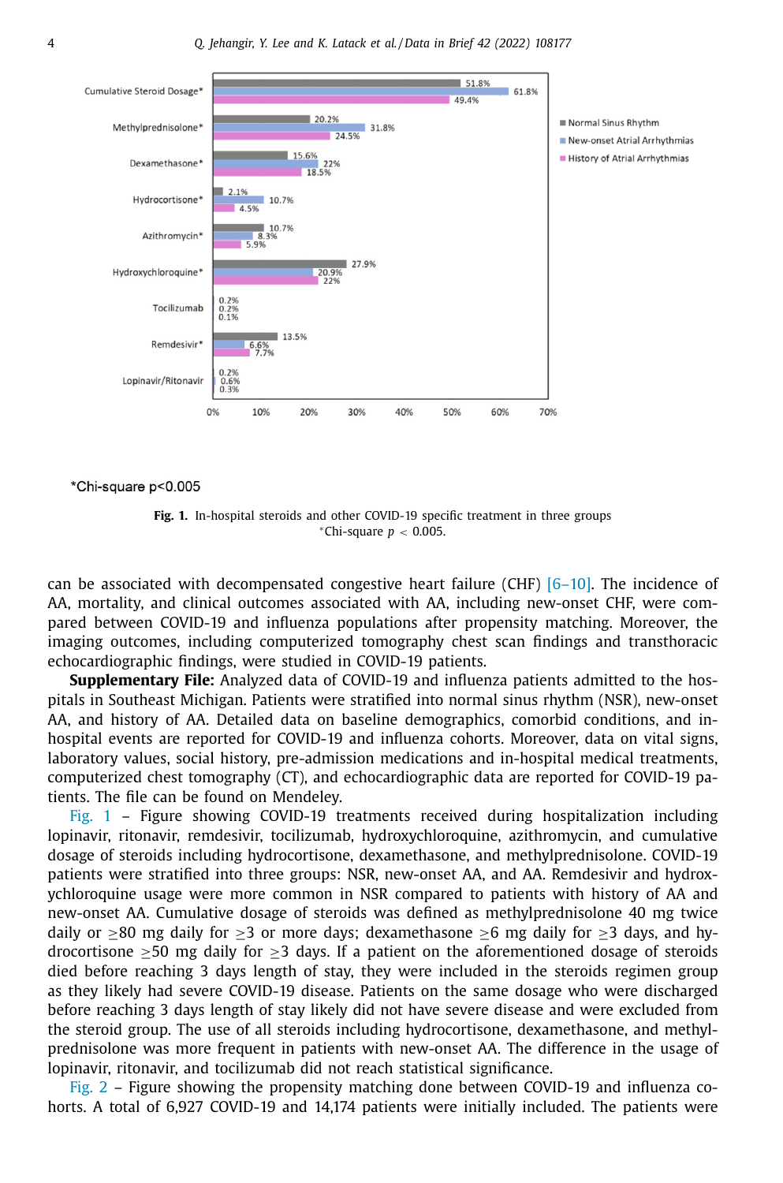*Chi-square p<0.005

**Fig. 1.** In-hospital steroids and other COVID-19 specific treatment in three groups
*Chi-square $p < 0.005$.

can be associated with decompensated congestive heart failure (CHF) [6–10]. The incidence of AA, mortality, and clinical outcomes associated with AA, including new-onset CHF, were compared between COVID-19 and influenza populations after propensity matching. Moreover, the imaging outcomes, including computerized tomography chest scan findings and transthoracic echocardiographic findings, were studied in COVID-19 patients.

**Supplementary File:** Analyzed data of COVID-19 and influenza patients admitted to the hospitals in Southeast Michigan. Patients were stratified into normal sinus rhythm (NSR), new-onset AA, and history of AA. Detailed data on baseline demographics, comorbid conditions, and in-hospital events are reported for COVID-19 and influenza cohorts. Moreover, data on vital signs, laboratory values, social history, pre-admission medications and in-hospital medical treatments, computerized chest tomography (CT), and echocardiographic data are reported for COVID-19 patients. The file can be found on Mendeley.

Fig. 1 – Figure showing COVID-19 treatments received during hospitalization including lopinavir, ritonavir, remdesivir, tocilizumab, hydroxychloroquine, azithromycin, and cumulative dosage of steroids including hydrocortisone, dexamethasone, and methylprednisolone. COVID-19 patients were stratified into three groups: NSR, new-onset AA, and AA. Remdesivir and hydroxychloroquine usage were more common in NSR compared to patients with history of AA and new-onset AA. Cumulative dosage of steroids was defined as methylprednisolone 40 mg twice daily or ≥80 mg daily for ≥3 or more days; dexamethasone ≥6 mg daily for ≥3 days, and hydrocortisone ≥50 mg daily for ≥3 days. If a patient on the aforementioned dosage of steroids died before reaching 3 days length of stay, they were included in the steroids regimen group as they likely had severe COVID-19 disease. Patients on the same dosage who were discharged before reaching 3 days length of stay likely did not have severe disease and were excluded from the steroid group. The use of all steroids including hydrocortisone, dexamethasone, and methylprednisolone was more frequent in patients with new-onset AA. The difference in the usage of lopinavir, ritonavir, and tocilizumab did not reach statistical significance.

Fig. 2 – Figure showing the propensity matching done between COVID-19 and influenza cohorts. A total of 6,927 COVID-19 and 14,174 patients were initially included. The patients were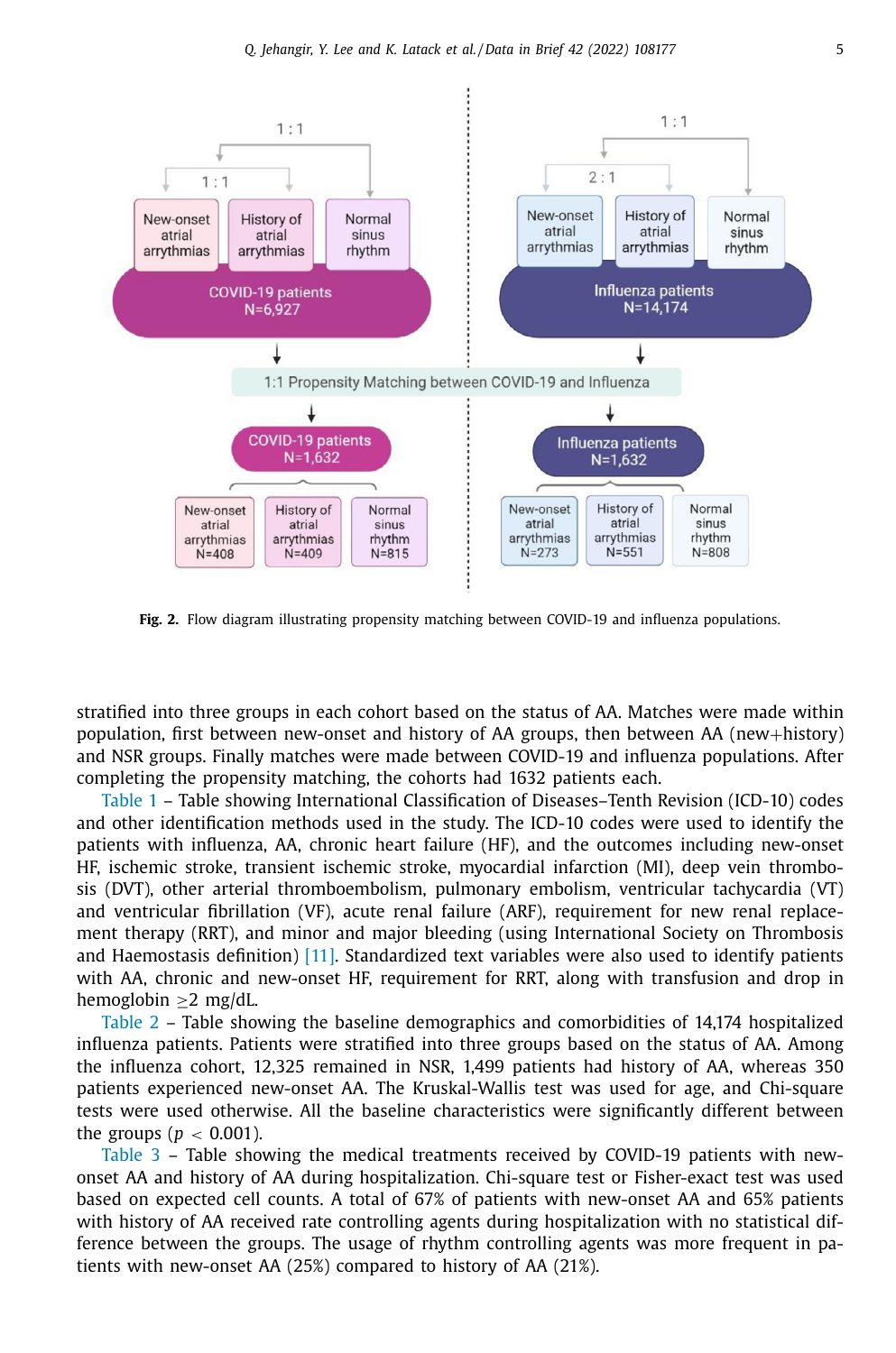Fig. 2. Flow diagram illustrating propensity matching between COVID-19 and influenza populations.

stratified into three groups in each cohort based on the status of AA. Matches were made within population, first between new-onset and history of AA groups, then between AA (new+history) and NSR groups. Finally matches were made between COVID-19 and influenza populations. After completing the propensity matching, the cohorts had 1632 patients each.

Table 1 – Table showing International Classification of Diseases–Tenth Revision (ICD-10) codes and other identification methods used in the study. The ICD-10 codes were used to identify the patients with influenza, AA, chronic heart failure (HF), and the outcomes including new-onset HF, ischemic stroke, transient ischemic stroke, myocardial infarction (MI), deep vein thrombosis (DVT), other arterial thromboembolism, pulmonary embolism, ventricular tachycardia (VT) and ventricular fibrillation (VF), acute renal failure (ARF), requirement for new renal replacement therapy (RRT), and minor and major bleeding (using International Society on Thrombosis and Haemostasis definition) [11]. Standardized text variables were also used to identify patients with AA, chronic and new-onset HF, requirement for RRT, along with transfusion and drop in hemoglobin $\geq$2 mg/dL.

Table 2 – Table showing the baseline demographics and comorbidities of 14,174 hospitalized influenza patients. Patients were stratified into three groups based on the status of AA. Among the influenza cohort, 12,325 remained in NSR, 1,499 patients had history of AA, whereas 350 patients experienced new-onset AA. The Kruskal-Wallis test was used for age, and Chi-square tests were used otherwise. All the baseline characteristics were significantly different between the groups ($p < 0.001$).

Table 3 – Table showing the medical treatments received by COVID-19 patients with new-onset AA and history of AA during hospitalization. Chi-square test or Fisher-exact test was used based on expected cell counts. A total of 67% of patients with new-onset AA and 65% patients with history of AA received rate controlling agents during hospitalization with no statistical difference between the groups. The usage of rhythm controlling agents was more frequent in patients with new-onset AA (25%) compared to history of AA (21%).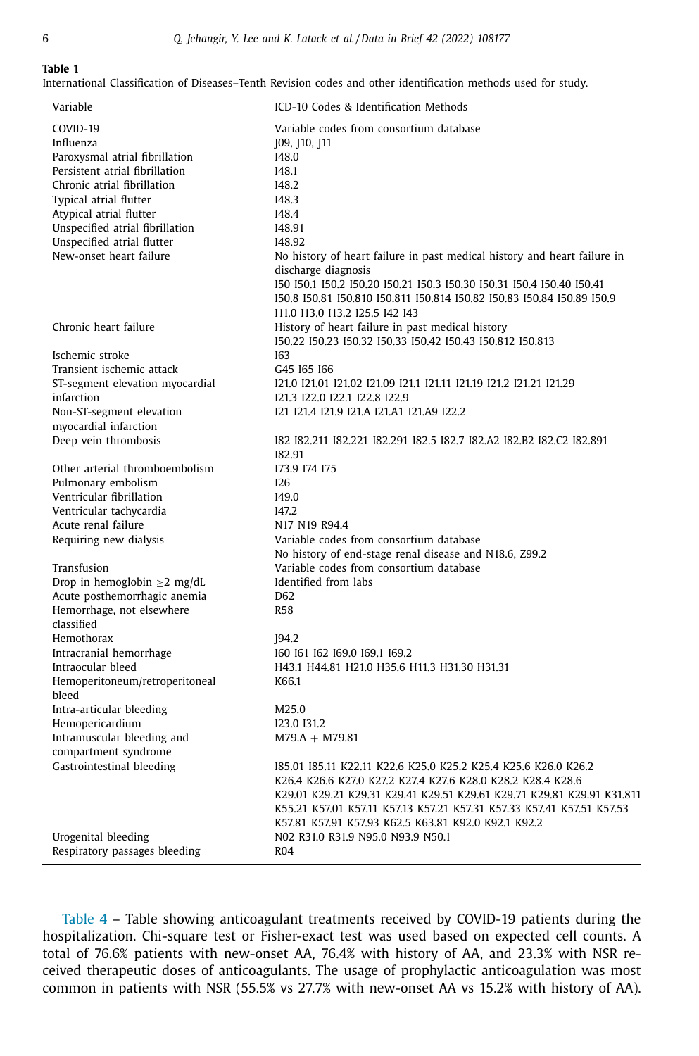**Table 1**

International Classification of Diseases–Tenth Revision codes and other identification methods used for study.

| Variable | ICD-10 Codes & Identification Methods |
|---|---|
| COVID-19 | Variable codes from consortium database |
| Influenza | J09, J10, J11 |
| Paroxysmal atrial fibrillation | I48.0 |
| Persistent atrial fibrillation | I48.1 |
| Chronic atrial fibrillation | I48.2 |
| Typical atrial flutter | I48.3 |
| Atypical atrial flutter | I48.4 |
| Unspecified atrial fibrillation | I48.91 |
| Unspecified atrial flutter | I48.92 |
| New-onset heart failure | No history of heart failure in past medical history and heart failure in discharge diagnosis<br>I50 I50.1 I50.2 I50.20 I50.21 I50.3 I50.30 I50.31 I50.4 I50.40 I50.41 I50.8 I50.81 I50.810 I50.811 I50.814 I50.82 I50.83 I50.84 I50.89 I50.9 I11.0 I13.0 I13.2 I25.5 I42 I43 |
| Chronic heart failure | History of heart failure in past medical history<br>I50.22 I50.23 I50.32 I50.33 I50.42 I50.43 I50.812 I50.813 |
| Ischemic stroke | I63 |
| Transient ischemic attack | G45 I65 I66 |
| ST-segment elevation myocardial infarction | I21.0 I21.01 I21.02 I21.09 I21.1 I21.11 I21.19 I21.2 I21.21 I21.29 I21.3 I22.0 I22.1 I22.8 I22.9 |
| Non-ST-segment elevation myocardial infarction | I21 I21.4 I21.9 I21.A I21.A1 I21.A9 I22.2 |
| Deep vein thrombosis | I82 I82.211 I82.221 I82.291 I82.5 I82.7 I82.A2 I82.B2 I82.C2 I82.891 I82.91 |
| Other arterial thromboembolism | I73.9 I74 I75 |
| Pulmonary embolism | I26 |
| Ventricular fibrillation | I49.0 |
| Ventricular tachycardia | I47.2 |
| Acute renal failure | N17 N19 R94.4 |
| Requiring new dialysis | Variable codes from consortium database<br>No history of end-stage renal disease and N18.6, Z99.2 |
| Transfusion | Variable codes from consortium database |
| Drop in hemoglobin $\geq$2 mg/dL | Identified from labs |
| Acute posthemorrhagic anemia | D62 |
| Hemorrhage, not elsewhere classified | R58 |
| Hemothorax | J94.2 |
| Intracranial hemorrhage | I60 I61 I62 I69.0 I69.1 I69.2 |
| Intraocular bleed | H43.1 H44.81 H21.0 H35.6 H11.3 H31.30 H31.31 |
| Hemoperitoneum/retroperitoneal bleed | K66.1 |
| Intra-articular bleeding | M25.0 |
| Hemopericardium | I23.0 I31.2 |
| Intramuscular bleeding and compartment syndrome | M79.A + M79.81 |
| Gastrointestinal bleeding | I85.01 I85.11 K22.11 K22.6 K25.0 K25.2 K25.4 K25.6 K26.0 K26.2 K26.4 K26.6 K27.0 K27.2 K27.4 K27.6 K28.0 K28.2 K28.4 K28.6 K29.01 K29.21 K29.31 K29.41 K29.51 K29.61 K29.71 K29.81 K29.91 K31.811 K55.21 K57.01 K57.11 K57.13 K57.21 K57.31 K57.33 K57.41 K57.51 K57.53 K57.81 K57.91 K57.93 K62.5 K63.81 K92.0 K92.1 K92.2 |
| Urogenital bleeding | N02 R31.0 R31.9 N95.0 N93.9 N50.1 |
| Respiratory passages bleeding | R04 |

Table 4 – Table showing anticoagulant treatments received by COVID-19 patients during the hospitalization. Chi-square test or Fisher-exact test was used based on expected cell counts. A total of 76.6% patients with new-onset AA, 76.4% with history of AA, and 23.3% with NSR received therapeutic doses of anticoagulants. The usage of prophylactic anticoagulation was most common in patients with NSR (55.5% vs 27.7% with new-onset AA vs 15.2% with history of AA).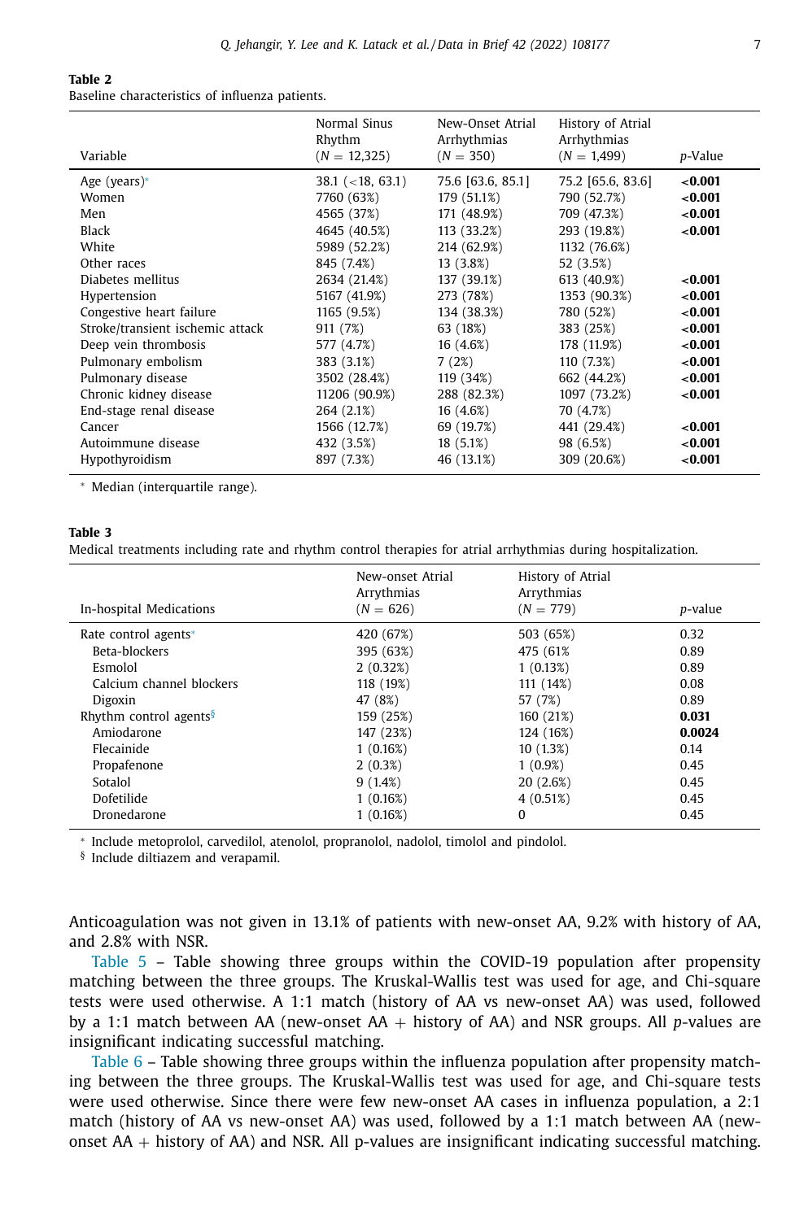**Table 2**
Baseline characteristics of influenza patients.

| Variable | Normal Sinus Rhythm ($N = 12,325$) | New-Onset Atrial Arrhythmias ($N = 350$) | History of Atrial Arrhythmias ($N = 1,499$) | *p*-Value |
|---|---|---|---|---|
| Age (years)* | 38.1 (<18, 63.1) | 75.6 [63.6, 85.1] | 75.2 [65.6, 83.6] | **<0.001** |
| Women | 7760 (63%) | 179 (51.1%) | 790 (52.7%) | **<0.001** |
| Men | 4565 (37%) | 171 (48.9%) | 709 (47.3%) | **<0.001** |
| Black | 4645 (40.5%) | 113 (33.2%) | 293 (19.8%) | **<0.001** |
| White | 5989 (52.2%) | 214 (62.9%) | 1132 (76.6%) | |
| Other races | 845 (7.4%) | 13 (3.8%) | 52 (3.5%) | |
| Diabetes mellitus | 2634 (21.4%) | 137 (39.1%) | 613 (40.9%) | **<0.001** |
| Hypertension | 5167 (41.9%) | 273 (78%) | 1353 (90.3%) | **<0.001** |
| Congestive heart failure | 1165 (9.5%) | 134 (38.3%) | 780 (52%) | **<0.001** |
| Stroke/transient ischemic attack | 911 (7%) | 63 (18%) | 383 (25%) | **<0.001** |
| Deep vein thrombosis | 577 (4.7%) | 16 (4.6%) | 178 (11.9%) | **<0.001** |
| Pulmonary embolism | 383 (3.1%) | 7 (2%) | 110 (7.3%) | **<0.001** |
| Pulmonary disease | 3502 (28.4%) | 119 (34%) | 662 (44.2%) | **<0.001** |
| Chronic kidney disease | 11206 (90.9%) | 288 (82.3%) | 1097 (73.2%) | **<0.001** |
| End-stage renal disease | 264 (2.1%) | 16 (4.6%) | 70 (4.7%) | |
| Cancer | 1566 (12.7%) | 69 (19.7%) | 441 (29.4%) | **<0.001** |
| Autoimmune disease | 432 (3.5%) | 18 (5.1%) | 98 (6.5%) | **<0.001** |
| Hypothyroidism | 897 (7.3%) | 46 (13.1%) | 309 (20.6%) | **<0.001** |

* Median (interquartile range).

**Table 3**
Medical treatments including rate and rhythm control therapies for atrial arrhythmias during hospitalization.

| In-hospital Medications | New-onset Atrial Arrythmias ($N = 626$) | History of Atrial Arrythmias ($N = 779$) | *p*-value |
|---|---|---|---|
| Rate control agents* | 420 (67%) | 503 (65%) | 0.32 |
| Beta-blockers | 395 (63%) | 475 (61% | 0.89 |
| Esmolol | 2 (0.32%) | 1 (0.13%) | 0.89 |
| Calcium channel blockers | 118 (19%) | 111 (14%) | 0.08 |
| Digoxin | 47 (8%) | 57 (7%) | 0.89 |
| Rhythm control agents§ | 159 (25%) | 160 (21%) | **0.031** |
| Amiodarone | 147 (23%) | 124 (16%) | **0.0024** |
| Flecainide | 1 (0.16%) | 10 (1.3%) | 0.14 |
| Propafenone | 2 (0.3%) | 1 (0.9%) | 0.45 |
| Sotalol | 9 (1.4%) | 20 (2.6%) | 0.45 |
| Dofetilide | 1 (0.16%) | 4 (0.51%) | 0.45 |
| Dronedarone | 1 (0.16%) | 0 | 0.45 |

* Include metoprolol, carvedilol, atenolol, propranolol, nadolol, timolol and pindolol.
§ Include diltiazem and verapamil.

Anticoagulation was not given in 13.1% of patients with new-onset AA, 9.2% with history of AA, and 2.8% with NSR.

Table 5 – Table showing three groups within the COVID-19 population after propensity matching between the three groups. The Kruskal-Wallis test was used for age, and Chi-square tests were used otherwise. A 1:1 match (history of AA vs new-onset AA) was used, followed by a 1:1 match between AA (new-onset AA + history of AA) and NSR groups. All *p*-values are insignificant indicating successful matching.

Table 6 – Table showing three groups within the influenza population after propensity matching between the three groups. The Kruskal-Wallis test was used for age, and Chi-square tests were used otherwise. Since there were few new-onset AA cases in influenza population, a 2:1 match (history of AA vs new-onset AA) was used, followed by a 1:1 match between AA (new-onset AA + history of AA) and NSR. All p-values are insignificant indicating successful matching.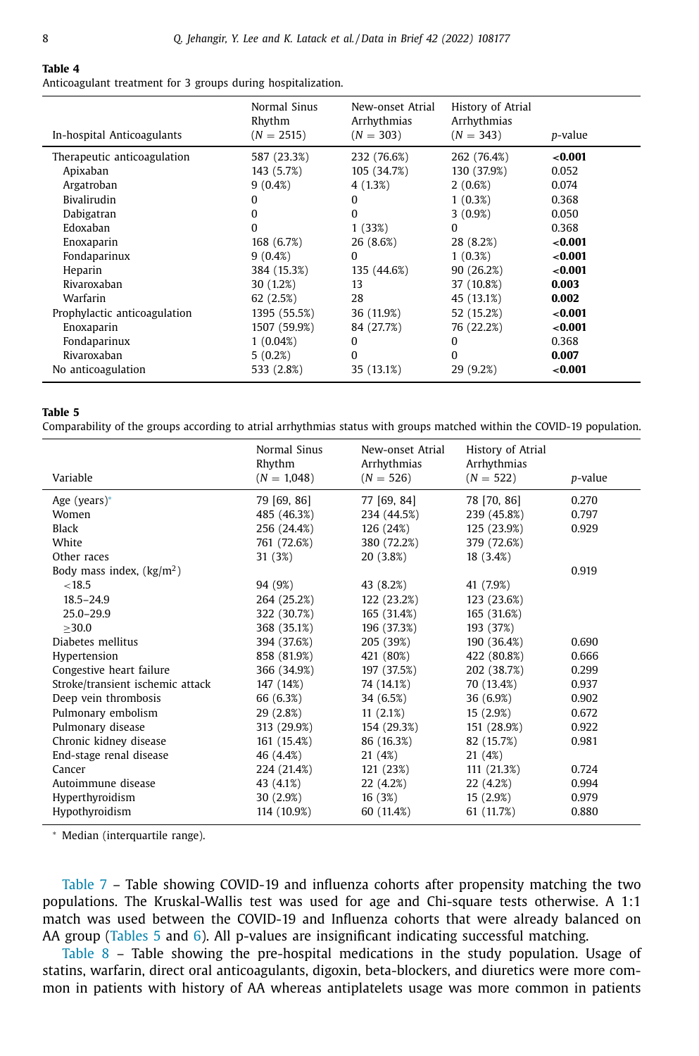**Table 4**
Anticoagulant treatment for 3 groups during hospitalization.

| In-hospital Anticoagulants | Normal Sinus Rhythm ($N$ = 2515) | New-onset Atrial Arrhythmias ($N$ = 303) | History of Atrial Arrhythmias ($N$ = 343) | $p$-value |
|---|---|---|---|---|
| Therapeutic anticoagulation | 587 (23.3%) | 232 (76.6%) | 262 (76.4%) | **<0.001** |
| Apixaban | 143 (5.7%) | 105 (34.7%) | 130 (37.9%) | 0.052 |
| Argatroban | 9 (0.4%) | 4 (1.3%) | 2 (0.6%) | 0.074 |
| Bivalirudin | 0 | 0 | 1 (0.3%) | 0.368 |
| Dabigatran | 0 | 0 | 3 (0.9%) | 0.050 |
| Edoxaban | 0 | 1 (33%) | 0 | 0.368 |
| Enoxaparin | 168 (6.7%) | 26 (8.6%) | 28 (8.2%) | **<0.001** |
| Fondaparinux | 9 (0.4%) | 0 | 1 (0.3%) | **<0.001** |
| Heparin | 384 (15.3%) | 135 (44.6%) | 90 (26.2%) | **<0.001** |
| Rivaroxaban | 30 (1.2%) | 13 | 37 (10.8%) | **0.003** |
| Warfarin | 62 (2.5%) | 28 | 45 (13.1%) | **0.002** |
| Prophylactic anticoagulation | 1395 (55.5%) | 36 (11.9%) | 52 (15.2%) | **<0.001** |
| Enoxaparin | 1507 (59.9%) | 84 (27.7%) | 76 (22.2%) | **<0.001** |
| Fondaparinux | 1 (0.04%) | 0 | 0 | 0.368 |
| Rivaroxaban | 5 (0.2%) | 0 | 0 | **0.007** |
| No anticoagulation | 533 (2.8%) | 35 (13.1%) | 29 (9.2%) | **<0.001** |

**Table 5**
Comparability of the groups according to atrial arrhythmias status with groups matched within the COVID-19 population.

| Variable | Normal Sinus Rhythm ($N$ = 1,048) | New-onset Atrial Arrhythmias ($N$ = 526) | History of Atrial Arrhythmias ($N$ = 522) | $p$-value |
|---|---|---|---|---|
| Age (years)* | 79 [69, 86] | 77 [69, 84] | 78 [70, 86] | 0.270 |
| Women | 485 (46.3%) | 234 (44.5%) | 239 (45.8%) | 0.797 |
| Black | 256 (24.4%) | 126 (24%) | 125 (23.9%) | 0.929 |
| White | 761 (72.6%) | 380 (72.2%) | 379 (72.6%) | |
| Other races | 31 (3%) | 20 (3.8%) | 18 (3.4%) | |
| Body mass index, (kg/m$^2$) | | | | 0.919 |
| <18.5 | 94 (9%) | 43 (8.2%) | 41 (7.9%) | |
| 18.5–24.9 | 264 (25.2%) | 122 (23.2%) | 123 (23.6%) | |
| 25.0–29.9 | 322 (30.7%) | 165 (31.4%) | 165 (31.6%) | |
| ≥30.0 | 368 (35.1%) | 196 (37.3%) | 193 (37%) | |
| Diabetes mellitus | 394 (37.6%) | 205 (39%) | 190 (36.4%) | 0.690 |
| Hypertension | 858 (81.9%) | 421 (80%) | 422 (80.8%) | 0.666 |
| Congestive heart failure | 366 (34.9%) | 197 (37.5%) | 202 (38.7%) | 0.299 |
| Stroke/transient ischemic attack | 147 (14%) | 74 (14.1%) | 70 (13.4%) | 0.937 |
| Deep vein thrombosis | 66 (6.3%) | 34 (6.5%) | 36 (6.9%) | 0.902 |
| Pulmonary embolism | 29 (2.8%) | 11 (2.1%) | 15 (2.9%) | 0.672 |
| Pulmonary disease | 313 (29.9%) | 154 (29.3%) | 151 (28.9%) | 0.922 |
| Chronic kidney disease | 161 (15.4%) | 86 (16.3%) | 82 (15.7%) | 0.981 |
| End-stage renal disease | 46 (4.4%) | 21 (4%) | 21 (4%) | |
| Cancer | 224 (21.4%) | 121 (23%) | 111 (21.3%) | 0.724 |
| Autoimmune disease | 43 (4.1%) | 22 (4.2%) | 22 (4.2%) | 0.994 |
| Hyperthyroidism | 30 (2.9%) | 16 (3%) | 15 (2.9%) | 0.979 |
| Hypothyroidism | 114 (10.9%) | 60 (11.4%) | 61 (11.7%) | 0.880 |

* Median (interquartile range).

Table 7 – Table showing COVID-19 and influenza cohorts after propensity matching the two populations. The Kruskal-Wallis test was used for age and Chi-square tests otherwise. A 1:1 match was used between the COVID-19 and Influenza cohorts that were already balanced on AA group (Tables 5 and 6). All p-values are insignificant indicating successful matching.

Table 8 – Table showing the pre-hospital medications in the study population. Usage of statins, warfarin, direct oral anticoagulants, digoxin, beta-blockers, and diuretics were more common in patients with history of AA whereas antiplatelets usage was more common in patients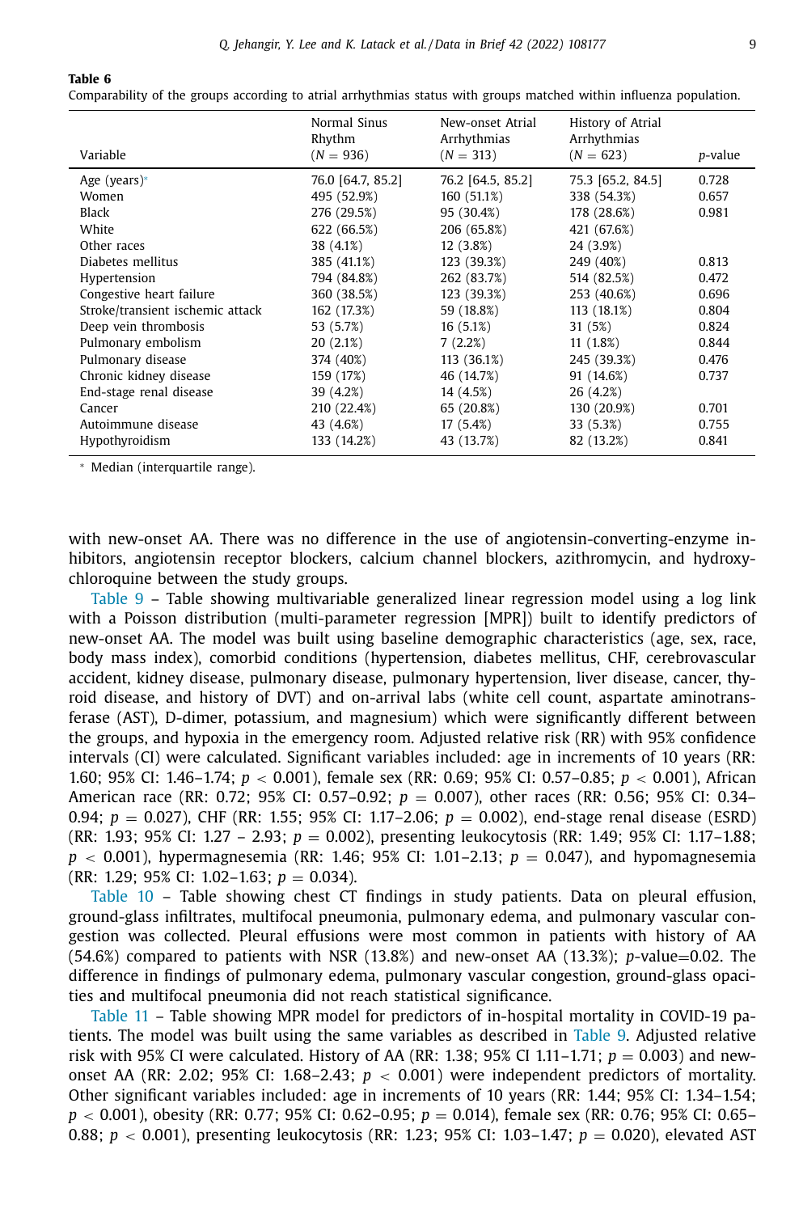**Table 6**
Comparability of the groups according to atrial arrhythmias status with groups matched within influenza population.

| Variable | Normal Sinus Rhythm (N = 936) | New-onset Atrial Arrhythmias (N = 313) | History of Atrial Arrhythmias (N = 623) | *p*-value |
|---|---|---|---|---|
| Age (years)* | 76.0 [64.7, 85.2] | 76.2 [64.5, 85.2] | 75.3 [65.2, 84.5] | 0.728 |
| Women | 495 (52.9%) | 160 (51.1%) | 338 (54.3%) | 0.657 |
| Black | 276 (29.5%) | 95 (30.4%) | 178 (28.6%) | 0.981 |
| White | 622 (66.5%) | 206 (65.8%) | 421 (67.6%) | |
| Other races | 38 (4.1%) | 12 (3.8%) | 24 (3.9%) | |
| Diabetes mellitus | 385 (41.1%) | 123 (39.3%) | 249 (40%) | 0.813 |
| Hypertension | 794 (84.8%) | 262 (83.7%) | 514 (82.5%) | 0.472 |
| Congestive heart failure | 360 (38.5%) | 123 (39.3%) | 253 (40.6%) | 0.696 |
| Stroke/transient ischemic attack | 162 (17.3%) | 59 (18.8%) | 113 (18.1%) | 0.804 |
| Deep vein thrombosis | 53 (5.7%) | 16 (5.1%) | 31 (5%) | 0.824 |
| Pulmonary embolism | 20 (2.1%) | 7 (2.2%) | 11 (1.8%) | 0.844 |
| Pulmonary disease | 374 (40%) | 113 (36.1%) | 245 (39.3%) | 0.476 |
| Chronic kidney disease | 159 (17%) | 46 (14.7%) | 91 (14.6%) | 0.737 |
| End-stage renal disease | 39 (4.2%) | 14 (4.5%) | 26 (4.2%) | |
| Cancer | 210 (22.4%) | 65 (20.8%) | 130 (20.9%) | 0.701 |
| Autoimmune disease | 43 (4.6%) | 17 (5.4%) | 33 (5.3%) | 0.755 |
| Hypothyroidism | 133 (14.2%) | 43 (13.7%) | 82 (13.2%) | 0.841 |

* Median (interquartile range).

with new-onset AA. There was no difference in the use of angiotensin-converting-enzyme inhibitors, angiotensin receptor blockers, calcium channel blockers, azithromycin, and hydroxychloroquine between the study groups.

Table 9 – Table showing multivariable generalized linear regression model using a log link with a Poisson distribution (multi-parameter regression [MPR]) built to identify predictors of new-onset AA. The model was built using baseline demographic characteristics (age, sex, race, body mass index), comorbid conditions (hypertension, diabetes mellitus, CHF, cerebrovascular accident, kidney disease, pulmonary disease, pulmonary hypertension, liver disease, cancer, thyroid disease, and history of DVT) and on-arrival labs (white cell count, aspartate aminotransferase (AST), D-dimer, potassium, and magnesium) which were significantly different between the groups, and hypoxia in the emergency room. Adjusted relative risk (RR) with 95% confidence intervals (CI) were calculated. Significant variables included: age in increments of 10 years (RR: 1.60; 95% CI: 1.46–1.74; $p < 0.001$), female sex (RR: 0.69; 95% CI: 0.57–0.85; $p < 0.001$), African American race (RR: 0.72; 95% CI: 0.57–0.92; $p = 0.007$), other races (RR: 0.56; 95% CI: 0.34–0.94; $p = 0.027$), CHF (RR: 1.55; 95% CI: 1.17–2.06; $p = 0.002$), end-stage renal disease (ESRD) (RR: 1.93; 95% CI: 1.27 – 2.93; $p = 0.002$), presenting leukocytosis (RR: 1.49; 95% CI: 1.17–1.88; $p < 0.001$), hypermagnesemia (RR: 1.46; 95% CI: 1.01–2.13; $p = 0.047$), and hypomagnesemia (RR: 1.29; 95% CI: 1.02–1.63; $p = 0.034$).

Table 10 – Table showing chest CT findings in study patients. Data on pleural effusion, ground-glass infiltrates, multifocal pneumonia, pulmonary edema, and pulmonary vascular congestion was collected. Pleural effusions were most common in patients with history of AA (54.6%) compared to patients with NSR (13.8%) and new-onset AA (13.3%); *p*-value=0.02. The difference in findings of pulmonary edema, pulmonary vascular congestion, ground-glass opacities and multifocal pneumonia did not reach statistical significance.

Table 11 – Table showing MPR model for predictors of in-hospital mortality in COVID-19 patients. The model was built using the same variables as described in Table 9. Adjusted relative risk with 95% CI were calculated. History of AA (RR: 1.38; 95% CI 1.11–1.71; $p = 0.003$) and new-onset AA (RR: 2.02; 95% CI: 1.68–2.43; $p < 0.001$) were independent predictors of mortality. Other significant variables included: age in increments of 10 years (RR: 1.44; 95% CI: 1.34–1.54; $p < 0.001$), obesity (RR: 0.77; 95% CI: 0.62–0.95; $p = 0.014$), female sex (RR: 0.76; 95% CI: 0.65–0.88; $p < 0.001$), presenting leukocytosis (RR: 1.23; 95% CI: 1.03–1.47; $p = 0.020$), elevated AST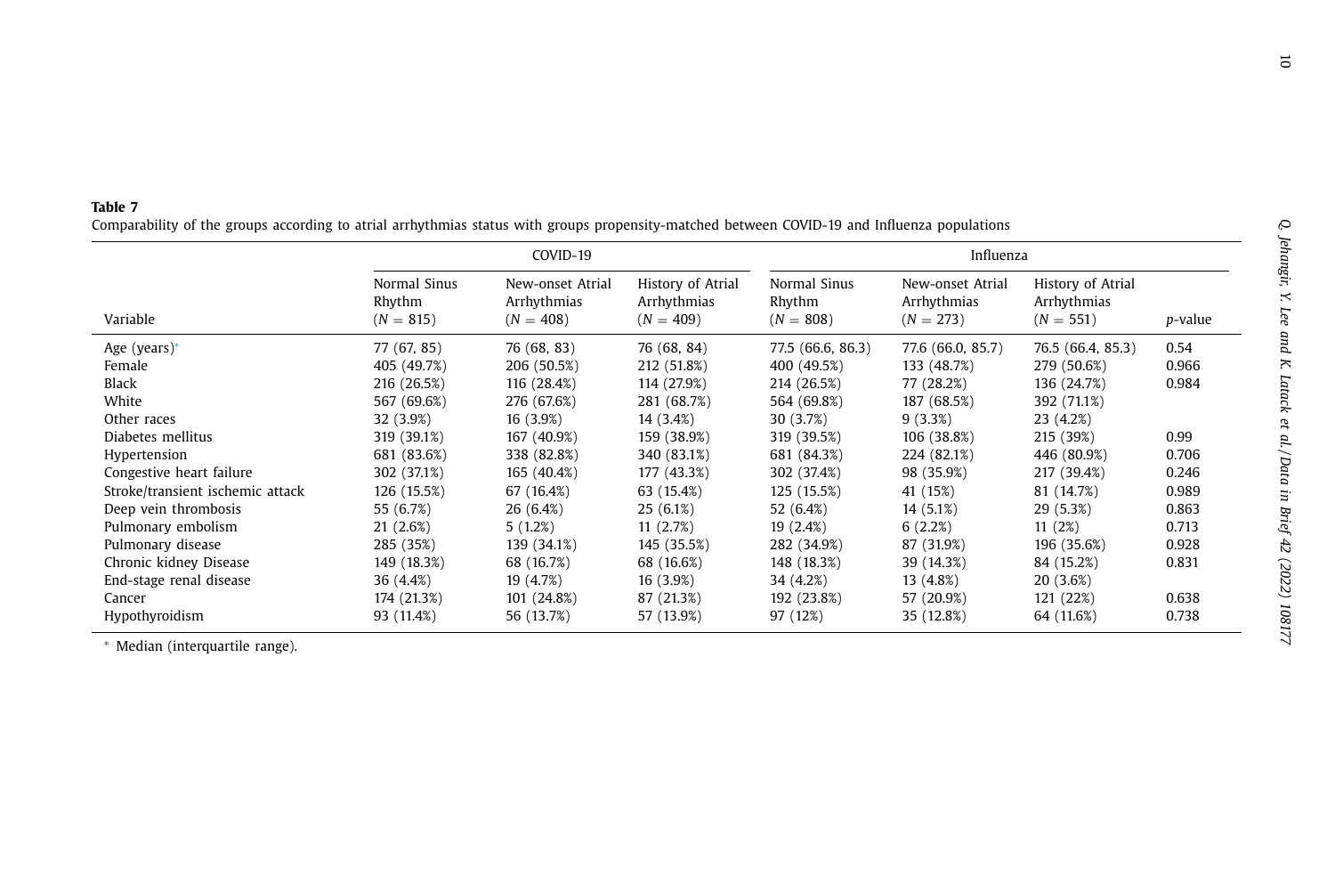**Table 7**

Comparability of the groups according to atrial arrhythmias status with groups propensity-matched between COVID-19 and Influenza populations

| Variable | COVID-19 | | | Influenza | | | |
|---|---|---|---|---|---|---|---|
| | Normal Sinus Rhythm ($N = 815$) | New-onset Atrial Arrhythmias ($N = 408$) | History of Atrial Arrhythmias ($N = 409$) | Normal Sinus Rhythm ($N = 808$) | New-onset Atrial Arrhythmias ($N = 273$) | History of Atrial Arrhythmias ($N = 551$) | *p*-value |
| Age (years)* | 77 (67, 85) | 76 (68, 83) | 76 (68, 84) | 77.5 (66.6, 86.3) | 77.6 (66.0, 85.7) | 76.5 (66.4, 85.3) | 0.54 |
| Female | 405 (49.7%) | 206 (50.5%) | 212 (51.8%) | 400 (49.5%) | 133 (48.7%) | 279 (50.6%) | 0.966 |
| Black | 216 (26.5%) | 116 (28.4%) | 114 (27.9%) | 214 (26.5%) | 77 (28.2%) | 136 (24.7%) | 0.984 |
| White | 567 (69.6%) | 276 (67.6%) | 281 (68.7%) | 564 (69.8%) | 187 (68.5%) | 392 (71.1%) | |
| Other races | 32 (3.9%) | 16 (3.9%) | 14 (3.4%) | 30 (3.7%) | 9 (3.3%) | 23 (4.2%) | |
| Diabetes mellitus | 319 (39.1%) | 167 (40.9%) | 159 (38.9%) | 319 (39.5%) | 106 (38.8%) | 215 (39%) | 0.99 |
| Hypertension | 681 (83.6%) | 338 (82.8%) | 340 (83.1%) | 681 (84.3%) | 224 (82.1%) | 446 (80.9%) | 0.706 |
| Congestive heart failure | 302 (37.1%) | 165 (40.4%) | 177 (43.3%) | 302 (37.4%) | 98 (35.9%) | 217 (39.4%) | 0.246 |
| Stroke/transient ischemic attack | 126 (15.5%) | 67 (16.4%) | 63 (15.4%) | 125 (15.5%) | 41 (15%) | 81 (14.7%) | 0.989 |
| Deep vein thrombosis | 55 (6.7%) | 26 (6.4%) | 25 (6.1%) | 52 (6.4%) | 14 (5.1%) | 29 (5.3%) | 0.863 |
| Pulmonary embolism | 21 (2.6%) | 5 (1.2%) | 11 (2.7%) | 19 (2.4%) | 6 (2.2%) | 11 (2%) | 0.713 |
| Pulmonary disease | 285 (35%) | 139 (34.1%) | 145 (35.5%) | 282 (34.9%) | 87 (31.9%) | 196 (35.6%) | 0.928 |
| Chronic kidney Disease | 149 (18.3%) | 68 (16.7%) | 68 (16.6%) | 148 (18.3%) | 39 (14.3%) | 84 (15.2%) | 0.831 |
| End-stage renal disease | 36 (4.4%) | 19 (4.7%) | 16 (3.9%) | 34 (4.2%) | 13 (4.8%) | 20 (3.6%) | |
| Cancer | 174 (21.3%) | 101 (24.8%) | 87 (21.3%) | 192 (23.8%) | 57 (20.9%) | 121 (22%) | 0.638 |
| Hypothyroidism | 93 (11.4%) | 56 (13.7%) | 57 (13.9%) | 97 (12%) | 35 (12.8%) | 64 (11.6%) | 0.738 |

* Median (interquartile range).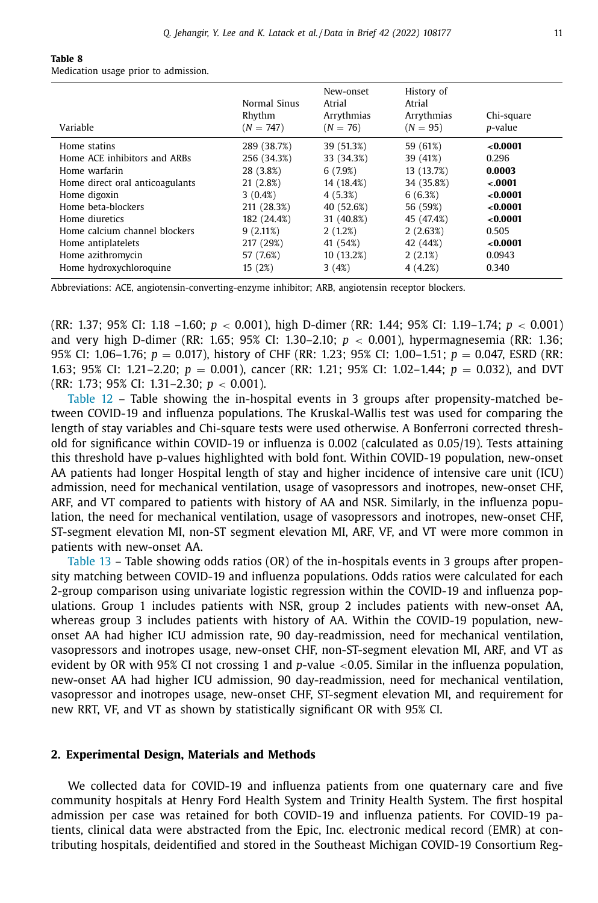**Table 8**
Medication usage prior to admission.

| Variable | Normal Sinus Rhythm ($N = 747$) | New-onset Atrial Arrythmias ($N = 76$) | History of Atrial Arrythmias ($N = 95$) | Chi-square $p$-value |
|---|---|---|---|---|
| Home statins | 289 (38.7%) | 39 (51.3%) | 59 (61%) | **<0.0001** |
| Home ACE inhibitors and ARBs | 256 (34.3%) | 33 (34.3%) | 39 (41%) | 0.296 |
| Home warfarin | 28 (3.8%) | 6 (7.9%) | 13 (13.7%) | **0.0003** |
| Home direct oral anticoagulants | 21 (2.8%) | 14 (18.4%) | 34 (35.8%) | **<.0001** |
| Home digoxin | 3 (0.4%) | 4 (5.3%) | 6 (6.3%) | **<0.0001** |
| Home beta-blockers | 211 (28.3%) | 40 (52.6%) | 56 (59%) | **<0.0001** |
| Home diuretics | 182 (24.4%) | 31 (40.8%) | 45 (47.4%) | **<0.0001** |
| Home calcium channel blockers | 9 (2.11%) | 2 (1.2%) | 2 (2.63%) | 0.505 |
| Home antiplatelets | 217 (29%) | 41 (54%) | 42 (44%) | **<0.0001** |
| Home azithromycin | 57 (7.6%) | 10 (13.2%) | 2 (2.1%) | 0.0943 |
| Home hydroxychloroquine | 15 (2%) | 3 (4%) | 4 (4.2%) | 0.340 |

Abbreviations: ACE, angiotensin-converting-enzyme inhibitor; ARB, angiotensin receptor blockers.

(RR: 1.37; 95% CI: 1.18 –1.60; $p < 0.001$), high D-dimer (RR: 1.44; 95% CI: 1.19–1.74; $p < 0.001$) and very high D-dimer (RR: 1.65; 95% CI: 1.30–2.10; $p < 0.001$), hypermagnesemia (RR: 1.36; 95% CI: 1.06–1.76; $p = 0.017$), history of CHF (RR: 1.23; 95% CI: 1.00–1.51; $p = 0.047$, ESRD (RR: 1.63; 95% CI: 1.21–2.20; $p = 0.001$), cancer (RR: 1.21; 95% CI: 1.02–1.44; $p = 0.032$), and DVT (RR: 1.73; 95% CI: 1.31–2.30; $p < 0.001$).

Table 12 – Table showing the in-hospital events in 3 groups after propensity-matched between COVID-19 and influenza populations. The Kruskal-Wallis test was used for comparing the length of stay variables and Chi-square tests were used otherwise. A Bonferroni corrected threshold for significance within COVID-19 or influenza is 0.002 (calculated as 0.05/19). Tests attaining this threshold have p-values highlighted with bold font. Within COVID-19 population, new-onset AA patients had longer Hospital length of stay and higher incidence of intensive care unit (ICU) admission, need for mechanical ventilation, usage of vasopressors and inotropes, new-onset CHF, ARF, and VT compared to patients with history of AA and NSR. Similarly, in the influenza population, the need for mechanical ventilation, usage of vasopressors and inotropes, new-onset CHF, ST-segment elevation MI, non-ST segment elevation MI, ARF, VF, and VT were more common in patients with new-onset AA.

Table 13 – Table showing odds ratios (OR) of the in-hospitals events in 3 groups after propensity matching between COVID-19 and influenza populations. Odds ratios were calculated for each 2-group comparison using univariate logistic regression within the COVID-19 and influenza populations. Group 1 includes patients with NSR, group 2 includes patients with new-onset AA, whereas group 3 includes patients with history of AA. Within the COVID-19 population, new-onset AA had higher ICU admission rate, 90 day-readmission, need for mechanical ventilation, vasopressors and inotropes usage, new-onset CHF, non-ST-segment elevation MI, ARF, and VT as evident by OR with 95% CI not crossing 1 and $p$-value $<0.05$. Similar in the influenza population, new-onset AA had higher ICU admission, 90 day-readmission, need for mechanical ventilation, vasopressor and inotropes usage, new-onset CHF, ST-segment elevation MI, and requirement for new RRT, VF, and VT as shown by statistically significant OR with 95% CI.

## 2. Experimental Design, Materials and Methods

We collected data for COVID-19 and influenza patients from one quaternary care and five community hospitals at Henry Ford Health System and Trinity Health System. The first hospital admission per case was retained for both COVID-19 and influenza patients. For COVID-19 patients, clinical data were abstracted from the Epic, Inc. electronic medical record (EMR) at contributing hospitals, deidentified and stored in the Southeast Michigan COVID-19 Consortium Reg-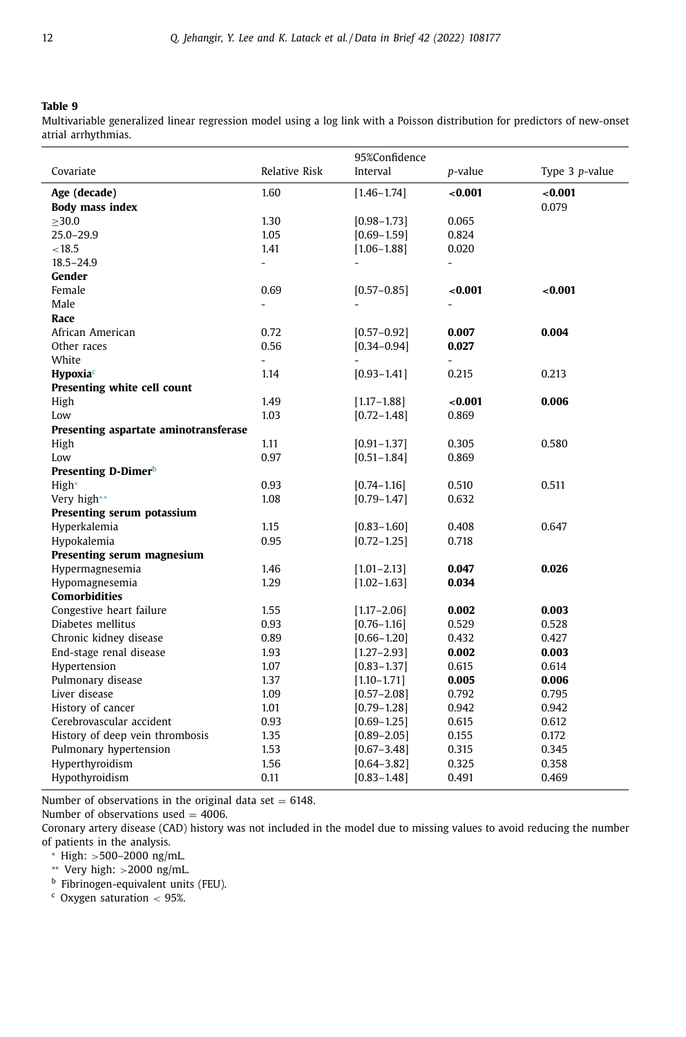**Table 9**

Multivariable generalized linear regression model using a log link with a Poisson distribution for predictors of new-onset atrial arrhythmias.

| Covariate | Relative Risk | 95%Confidence Interval | *p*-value | Type 3 *p*-value |
|---|---|---|---|---|
| **Age (decade)** | 1.60 | [1.46–1.74] | **<0.001** | **<0.001** |
| **Body mass index** | | | | 0.079 |
| ≥30.0 | 1.30 | [0.98–1.73] | 0.065 | |
| 25.0–29.9 | 1.05 | [0.69–1.59] | 0.824 | |
| <18.5 | 1.41 | [1.06–1.88] | 0.020 | |
| 18.5–24.9 | - | - | - | |
| **Gender** | | | | |
| Female | 0.69 | [0.57–0.85] | **<0.001** | **<0.001** |
| Male | - | - | - | |
| **Race** | | | | |
| African American | 0.72 | [0.57–0.92] | **0.007** | **0.004** |
| Other races | 0.56 | [0.34–0.94] | **0.027** | |
| White | - | - | - | |
| **Hypoxia**[c] | 1.14 | [0.93–1.41] | 0.215 | 0.213 |
| **Presenting white cell count** | | | | |
| High | 1.49 | [1.17–1.88] | **<0.001** | **0.006** |
| Low | 1.03 | [0.72–1.48] | 0.869 | |
| **Presenting aspartate aminotransferase** | | | | |
| High | 1.11 | [0.91–1.37] | 0.305 | 0.580 |
| Low | 0.97 | [0.51–1.84] | 0.869 | |
| **Presenting D-Dimer**[b] | | | | |
| High* | 0.93 | [0.74–1.16] | 0.510 | 0.511 |
| Very high** | 1.08 | [0.79–1.47] | 0.632 | |
| **Presenting serum potassium** | | | | |
| Hyperkalemia | 1.15 | [0.83–1.60] | 0.408 | 0.647 |
| Hypokalemia | 0.95 | [0.72–1.25] | 0.718 | |
| **Presenting serum magnesium** | | | | |
| Hypermagnesemia | 1.46 | [1.01–2.13] | **0.047** | **0.026** |
| Hypomagnesemia | 1.29 | [1.02–1.63] | **0.034** | |
| **Comorbidities** | | | | |
| Congestive heart failure | 1.55 | [1.17–2.06] | **0.002** | **0.003** |
| Diabetes mellitus | 0.93 | [0.76–1.16] | 0.529 | 0.528 |
| Chronic kidney disease | 0.89 | [0.66–1.20] | 0.432 | 0.427 |
| End-stage renal disease | 1.93 | [1.27–2.93] | **0.002** | **0.003** |
| Hypertension | 1.07 | [0.83–1.37] | 0.615 | 0.614 |
| Pulmonary disease | 1.37 | [1.10–1.71] | **0.005** | **0.006** |
| Liver disease | 1.09 | [0.57–2.08] | 0.792 | 0.795 |
| History of cancer | 1.01 | [0.79–1.28] | 0.942 | 0.942 |
| Cerebrovascular accident | 0.93 | [0.69–1.25] | 0.615 | 0.612 |
| History of deep vein thrombosis | 1.35 | [0.89–2.05] | 0.155 | 0.172 |
| Pulmonary hypertension | 1.53 | [0.67–3.48] | 0.315 | 0.345 |
| Hyperthyroidism | 1.56 | [0.64–3.82] | 0.325 | 0.358 |
| Hypothyroidism | 0.11 | [0.83–1.48] | 0.491 | 0.469 |

Number of observations in the original data set = 6148.

Number of observations used = 4006.

Coronary artery disease (CAD) history was not included in the model due to missing values to avoid reducing the number of patients in the analysis.

\* High: >500–2000 ng/mL.

\*\* Very high: >2000 ng/mL.

[b] Fibrinogen-equivalent units (FEU).

[c] Oxygen saturation < 95%.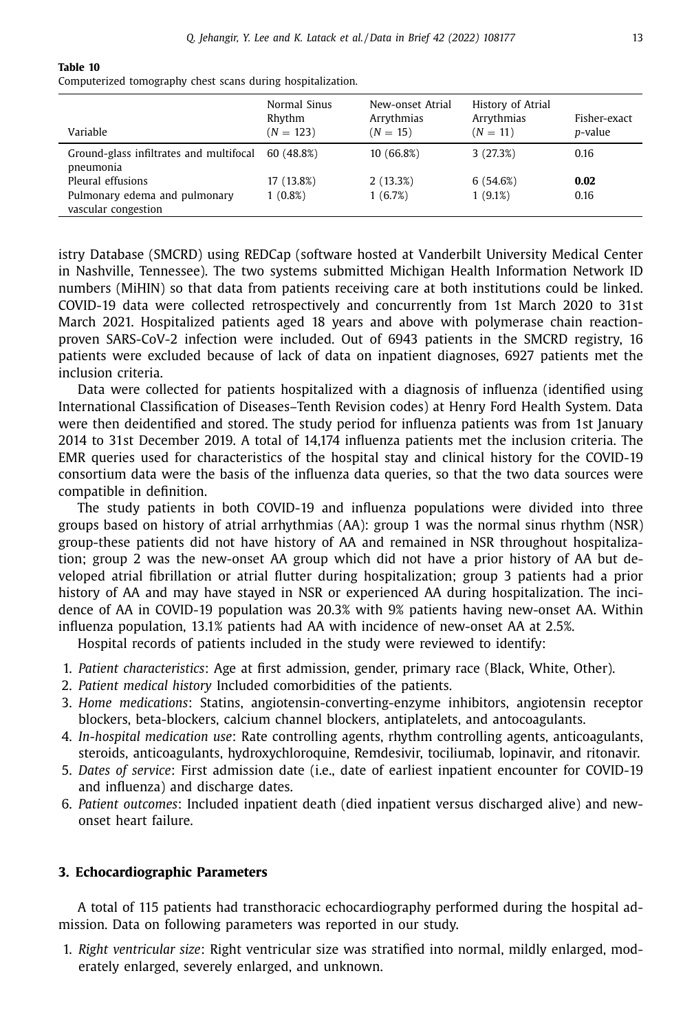**Table 10**
Computerized tomography chest scans during hospitalization.

| Variable | Normal Sinus Rhythm ($N = 123$) | New-onset Atrial Arrythmias ($N = 15$) | History of Atrial Arrythmias ($N = 11$) | Fisher-exact *p*-value |
|---|---|---|---|---|
| Ground-glass infiltrates and multifocal pneumonia | 60 (48.8%) | 10 (66.8%) | 3 (27.3%) | 0.16 |
| Pleural effusions | 17 (13.8%) | 2 (13.3%) | 6 (54.6%) | **0.02** |
| Pulmonary edema and pulmonary vascular congestion | 1 (0.8%) | 1 (6.7%) | 1 (9.1%) | 0.16 |

istry Database (SMCRD) using REDCap (software hosted at Vanderbilt University Medical Center in Nashville, Tennessee). The two systems submitted Michigan Health Information Network ID numbers (MiHIN) so that data from patients receiving care at both institutions could be linked. COVID-19 data were collected retrospectively and concurrently from 1st March 2020 to 31st March 2021. Hospitalized patients aged 18 years and above with polymerase chain reaction-proven SARS-CoV-2 infection were included. Out of 6943 patients in the SMCRD registry, 16 patients were excluded because of lack of data on inpatient diagnoses, 6927 patients met the inclusion criteria.

Data were collected for patients hospitalized with a diagnosis of influenza (identified using International Classification of Diseases–Tenth Revision codes) at Henry Ford Health System. Data were then deidentified and stored. The study period for influenza patients was from 1st January 2014 to 31st December 2019. A total of 14,174 influenza patients met the inclusion criteria. The EMR queries used for characteristics of the hospital stay and clinical history for the COVID-19 consortium data were the basis of the influenza data queries, so that the two data sources were compatible in definition.

The study patients in both COVID-19 and influenza populations were divided into three groups based on history of atrial arrhythmias (AA): group 1 was the normal sinus rhythm (NSR) group-these patients did not have history of AA and remained in NSR throughout hospitalization; group 2 was the new-onset AA group which did not have a prior history of AA but developed atrial fibrillation or atrial flutter during hospitalization; group 3 patients had a prior history of AA and may have stayed in NSR or experienced AA during hospitalization. The incidence of AA in COVID-19 population was 20.3% with 9% patients having new-onset AA. Within influenza population, 13.1% patients had AA with incidence of new-onset AA at 2.5%.

Hospital records of patients included in the study were reviewed to identify:

1. *Patient characteristics*: Age at first admission, gender, primary race (Black, White, Other).
2. *Patient medical history* Included comorbidities of the patients.
3. *Home medications*: Statins, angiotensin-converting-enzyme inhibitors, angiotensin receptor blockers, beta-blockers, calcium channel blockers, antiplatelets, and antocoagulants.
4. *In-hospital medication use*: Rate controlling agents, rhythm controlling agents, anticoagulants, steroids, anticoagulants, hydroxychloroquine, Remdesivir, tociliumab, lopinavir, and ritonavir.
5. *Dates of service*: First admission date (i.e., date of earliest inpatient encounter for COVID-19 and influenza) and discharge dates.
6. *Patient outcomes*: Included inpatient death (died inpatient versus discharged alive) and new-onset heart failure.

## 3. Echocardiographic Parameters

A total of 115 patients had transthoracic echocardiography performed during the hospital admission. Data on following parameters was reported in our study.

1. *Right ventricular size*: Right ventricular size was stratified into normal, mildly enlarged, moderately enlarged, severely enlarged, and unknown.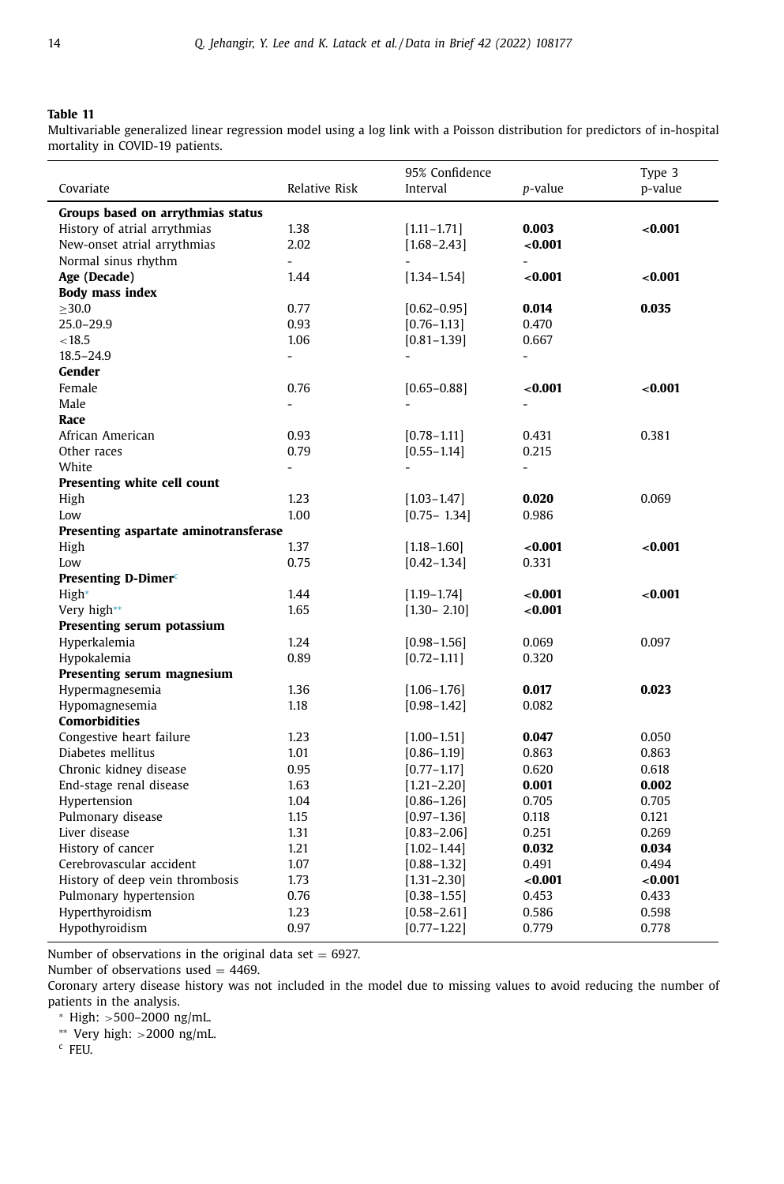**Table 11**

Multivariable generalized linear regression model using a log link with a Poisson distribution for predictors of in-hospital mortality in COVID-19 patients.

| Covariate | Relative Risk | 95% Confidence Interval | *p*-value | Type 3 p-value |
|---|---|---|---|---|
| **Groups based on arrythmias status** | | | | |
| History of atrial arrythmias | 1.38 | [1.11–1.71] | **0.003** | **<0.001** |
| New-onset atrial arrythmias | 2.02 | [1.68–2.43] | **<0.001** | |
| Normal sinus rhythm | - | - | - | |
| **Age (Decade)** | 1.44 | [1.34–1.54] | **<0.001** | **<0.001** |
| **Body mass index** | | | | |
| ≥30.0 | 0.77 | [0.62–0.95] | **0.014** | **0.035** |
| 25.0–29.9 | 0.93 | [0.76–1.13] | 0.470 | |
| <18.5 | 1.06 | [0.81–1.39] | 0.667 | |
| 18.5–24.9 | - | - | - | |
| **Gender** | | | | |
| Female | 0.76 | [0.65–0.88] | **<0.001** | **<0.001** |
| Male | - | - | - | |
| **Race** | | | | |
| African American | 0.93 | [0.78–1.11] | 0.431 | 0.381 |
| Other races | 0.79 | [0.55–1.14] | 0.215 | |
| White | - | - | - | |
| **Presenting white cell count** | | | | |
| High | 1.23 | [1.03–1.47] | **0.020** | 0.069 |
| Low | 1.00 | [0.75– 1.34] | 0.986 | |
| **Presenting aspartate aminotransferase** | | | | |
| High | 1.37 | [1.18–1.60] | **<0.001** | **<0.001** |
| Low | 0.75 | [0.42–1.34] | 0.331 | |
| **Presenting D-Dimer**[c] | | | | |
| High* | 1.44 | [1.19–1.74] | **<0.001** | **<0.001** |
| Very high** | 1.65 | [1.30– 2.10] | **<0.001** | |
| **Presenting serum potassium** | | | | |
| Hyperkalemia | 1.24 | [0.98–1.56] | 0.069 | 0.097 |
| Hypokalemia | 0.89 | [0.72–1.11] | 0.320 | |
| **Presenting serum magnesium** | | | | |
| Hypermagnesemia | 1.36 | [1.06–1.76] | **0.017** | **0.023** |
| Hypomagnesemia | 1.18 | [0.98–1.42] | 0.082 | |
| **Comorbidities** | | | | |
| Congestive heart failure | 1.23 | [1.00–1.51] | **0.047** | 0.050 |
| Diabetes mellitus | 1.01 | [0.86–1.19] | 0.863 | 0.863 |
| Chronic kidney disease | 0.95 | [0.77–1.17] | 0.620 | 0.618 |
| End-stage renal disease | 1.63 | [1.21–2.20] | **0.001** | **0.002** |
| Hypertension | 1.04 | [0.86–1.26] | 0.705 | 0.705 |
| Pulmonary disease | 1.15 | [0.97–1.36] | 0.118 | 0.121 |
| Liver disease | 1.31 | [0.83–2.06] | 0.251 | 0.269 |
| History of cancer | 1.21 | [1.02–1.44] | **0.032** | **0.034** |
| Cerebrovascular accident | 1.07 | [0.88–1.32] | 0.491 | 0.494 |
| History of deep vein thrombosis | 1.73 | [1.31–2.30] | **<0.001** | **<0.001** |
| Pulmonary hypertension | 0.76 | [0.38–1.55] | 0.453 | 0.433 |
| Hyperthyroidism | 1.23 | [0.58–2.61] | 0.586 | 0.598 |
| Hypothyroidism | 0.97 | [0.77–1.22] | 0.779 | 0.778 |

Number of observations in the original data set = 6927.

Number of observations used = 4469.

Coronary artery disease history was not included in the model due to missing values to avoid reducing the number of patients in the analysis.

* High: >500–2000 ng/mL.

** Very high: >2000 ng/mL.

[c] FEU.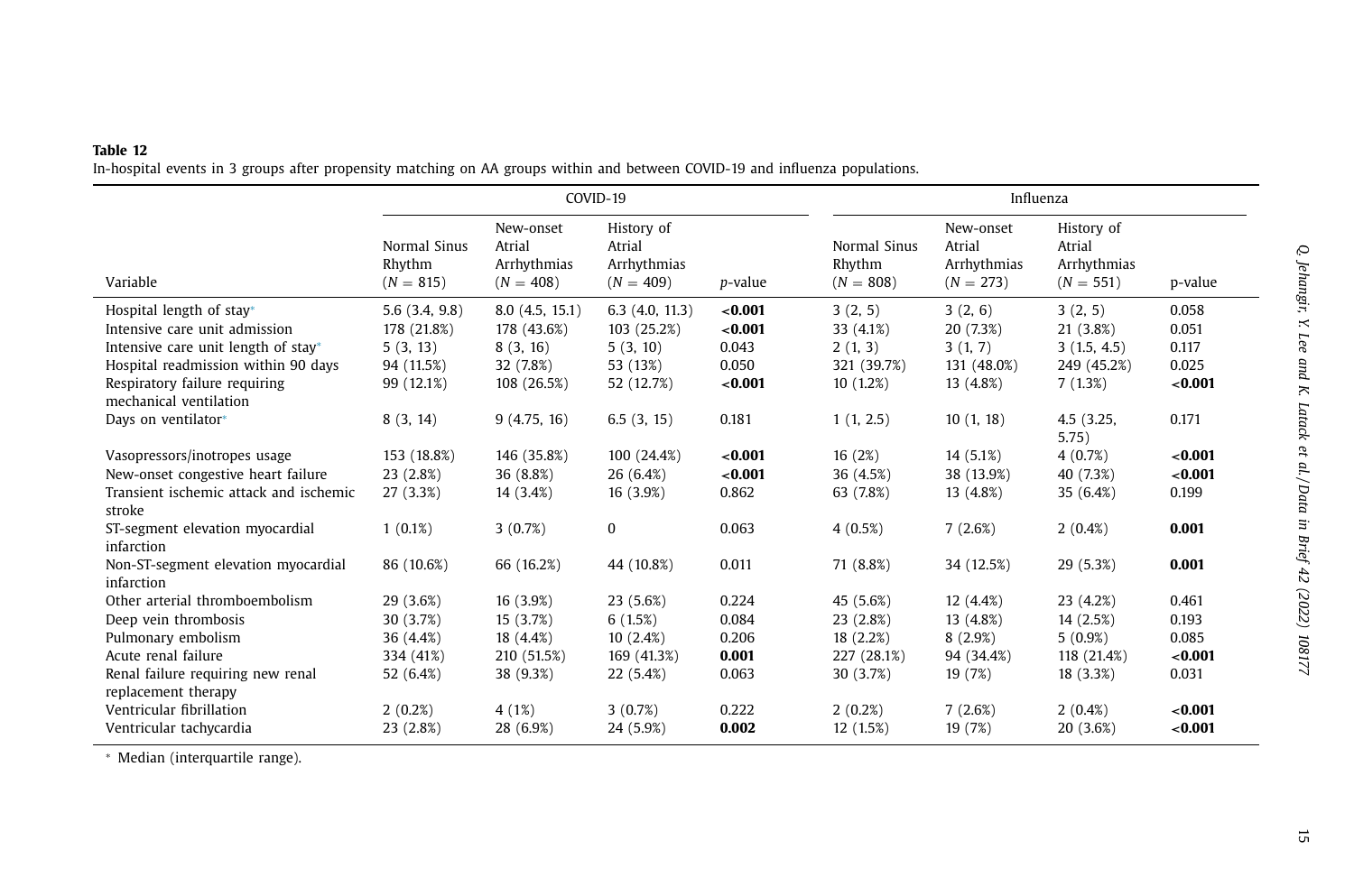**Table 12**

In-hospital events in 3 groups after propensity matching on AA groups within and between COVID-19 and influenza populations.

| Variable | COVID-19 | | | | Influenza | | | |
|---|---|---|---|---|---|---|---|---|
| | Normal Sinus Rhythm ($N = 815$) | New-onset Atrial Arrhythmias ($N = 408$) | History of Atrial Arrhythmias ($N = 409$) | *p*-value | Normal Sinus Rhythm ($N = 808$) | New-onset Atrial Arrhythmias ($N = 273$) | History of Atrial Arrhythmias ($N = 551$) | p-value |
| Hospital length of stay* | 5.6 (3.4, 9.8) | 8.0 (4.5, 15.1) | 6.3 (4.0, 11.3) | **<0.001** | 3 (2, 5) | 3 (2, 6) | 3 (2, 5) | 0.058 |
| Intensive care unit admission | 178 (21.8%) | 178 (43.6%) | 103 (25.2%) | **<0.001** | 33 (4.1%) | 20 (7.3%) | 21 (3.8%) | 0.051 |
| Intensive care unit length of stay* | 5 (3, 13) | 8 (3, 16) | 5 (3, 10) | 0.043 | 2 (1, 3) | 3 (1, 7) | 3 (1.5, 4.5) | 0.117 |
| Hospital readmission within 90 days | 94 (11.5%) | 32 (7.8%) | 53 (13%) | 0.050 | 321 (39.7%) | 131 (48.0%) | 249 (45.2%) | 0.025 |
| Respiratory failure requiring mechanical ventilation | 99 (12.1%) | 108 (26.5%) | 52 (12.7%) | **<0.001** | 10 (1.2%) | 13 (4.8%) | 7 (1.3%) | **<0.001** |
| Days on ventilator* | 8 (3, 14) | 9 (4.75, 16) | 6.5 (3, 15) | 0.181 | 1 (1, 2.5) | 10 (1, 18) | 4.5 (3.25, 5.75) | 0.171 |
| Vasopressors/inotropes usage | 153 (18.8%) | 146 (35.8%) | 100 (24.4%) | **<0.001** | 16 (2%) | 14 (5.1%) | 4 (0.7%) | **<0.001** |
| New-onset congestive heart failure | 23 (2.8%) | 36 (8.8%) | 26 (6.4%) | **<0.001** | 36 (4.5%) | 38 (13.9%) | 40 (7.3%) | **<0.001** |
| Transient ischemic attack and ischemic stroke | 27 (3.3%) | 14 (3.4%) | 16 (3.9%) | 0.862 | 63 (7.8%) | 13 (4.8%) | 35 (6.4%) | 0.199 |
| ST-segment elevation myocardial infarction | 1 (0.1%) | 3 (0.7%) | 0 | 0.063 | 4 (0.5%) | 7 (2.6%) | 2 (0.4%) | **0.001** |
| Non-ST-segment elevation myocardial infarction | 86 (10.6%) | 66 (16.2%) | 44 (10.8%) | 0.011 | 71 (8.8%) | 34 (12.5%) | 29 (5.3%) | **0.001** |
| Other arterial thromboembolism | 29 (3.6%) | 16 (3.9%) | 23 (5.6%) | 0.224 | 45 (5.6%) | 12 (4.4%) | 23 (4.2%) | 0.461 |
| Deep vein thrombosis | 30 (3.7%) | 15 (3.7%) | 6 (1.5%) | 0.084 | 23 (2.8%) | 13 (4.8%) | 14 (2.5%) | 0.193 |
| Pulmonary embolism | 36 (4.4%) | 18 (4.4%) | 10 (2.4%) | 0.206 | 18 (2.2%) | 8 (2.9%) | 5 (0.9%) | 0.085 |
| Acute renal failure | 334 (41%) | 210 (51.5%) | 169 (41.3%) | **0.001** | 227 (28.1%) | 94 (34.4%) | 118 (21.4%) | **<0.001** |
| Renal failure requiring new renal replacement therapy | 52 (6.4%) | 38 (9.3%) | 22 (5.4%) | 0.063 | 30 (3.7%) | 19 (7%) | 18 (3.3%) | 0.031 |
| Ventricular fibrillation | 2 (0.2%) | 4 (1%) | 3 (0.7%) | 0.222 | 2 (0.2%) | 7 (2.6%) | 2 (0.4%) | **<0.001** |
| Ventricular tachycardia | 23 (2.8%) | 28 (6.9%) | 24 (5.9%) | **0.002** | 12 (1.5%) | 19 (7%) | 20 (3.6%) | **<0.001** |

* Median (interquartile range).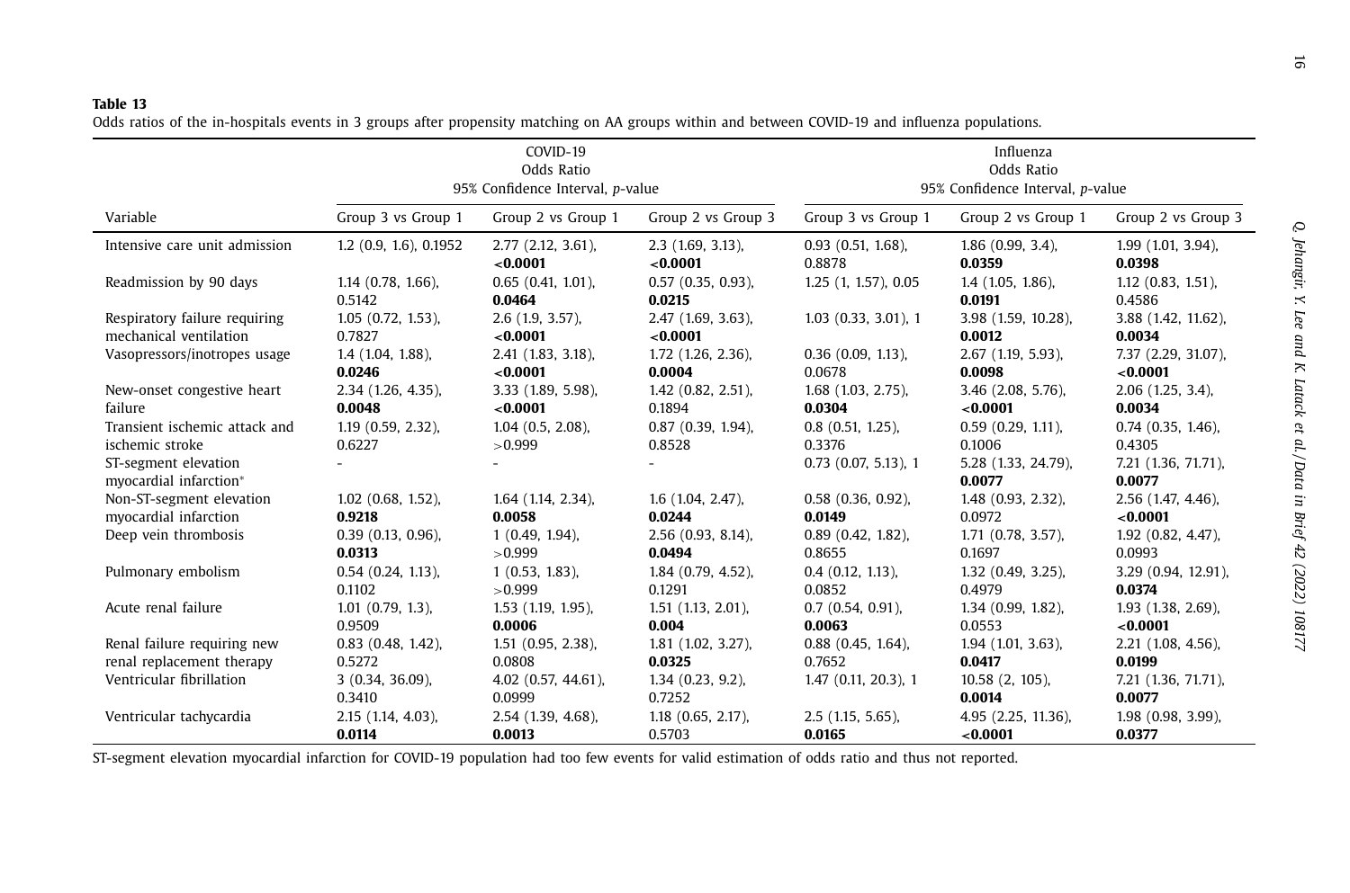**Table 13**

Odds ratios of the in-hospitals events in 3 groups after propensity matching on AA groups within and between COVID-19 and influenza populations.

| | COVID-19 Odds Ratio 95% Confidence Interval, *p*-value | | | Influenza Odds Ratio 95% Confidence Interval, *p*-value | | |
|---|---|---|---|---|---|---|
| Variable | Group 3 vs Group 1 | Group 2 vs Group 1 | Group 2 vs Group 3 | Group 3 vs Group 1 | Group 2 vs Group 1 | Group 2 vs Group 3 |
| Intensive care unit admission | 1.2 (0.9, 1.6), 0.1952 | 2.77 (2.12, 3.61), **<0.0001** | 2.3 (1.69, 3.13), **<0.0001** | 0.93 (0.51, 1.68), 0.8878 | 1.86 (0.99, 3.4), **0.0359** | 1.99 (1.01, 3.94), **0.0398** |
| Readmission by 90 days | 1.14 (0.78, 1.66), 0.5142 | 0.65 (0.41, 1.01), **0.0464** | 0.57 (0.35, 0.93), **0.0215** | 1.25 (1, 1.57), 0.05 | 1.4 (1.05, 1.86), **0.0191** | 1.12 (0.83, 1.51), 0.4586 |
| Respiratory failure requiring mechanical ventilation | 1.05 (0.72, 1.53), 0.7827 | 2.6 (1.9, 3.57), **<0.0001** | 2.47 (1.69, 3.63), **<0.0001** | 1.03 (0.33, 3.01), 1 | 3.98 (1.59, 10.28), **0.0012** | 3.88 (1.42, 11.62), **0.0034** |
| Vasopressors/inotropes usage | 1.4 (1.04, 1.88), **0.0246** | 2.41 (1.83, 3.18), **<0.0001** | 1.72 (1.26, 2.36), **0.0004** | 0.36 (0.09, 1.13), 0.0678 | 2.67 (1.19, 5.93), **0.0098** | 7.37 (2.29, 31.07), **<0.0001** |
| New-onset congestive heart failure | 2.34 (1.26, 4.35), **0.0048** | 3.33 (1.89, 5.98), **<0.0001** | 1.42 (0.82, 2.51), 0.1894 | 1.68 (1.03, 2.75), **0.0304** | 3.46 (2.08, 5.76), **<0.0001** | 2.06 (1.25, 3.4), **0.0034** |
| Transient ischemic attack and ischemic stroke | 1.19 (0.59, 2.32), 0.6227 | 1.04 (0.5, 2.08), >0.999 | 0.87 (0.39, 1.94), 0.8528 | 0.8 (0.51, 1.25), 0.3376 | 0.59 (0.29, 1.11), 0.1006 | 0.74 (0.35, 1.46), 0.4305 |
| ST-segment elevation myocardial infarction* | - | - | - | 0.73 (0.07, 5.13), 1 | 5.28 (1.33, 24.79), **0.0077** | 7.21 (1.36, 71.71), **0.0077** |
| Non-ST-segment elevation myocardial infarction | 1.02 (0.68, 1.52), **0.9218** | 1.64 (1.14, 2.34), **0.0058** | 1.6 (1.04, 2.47), **0.0244** | 0.58 (0.36, 0.92), **0.0149** | 1.48 (0.93, 2.32), 0.0972 | 2.56 (1.47, 4.46), **<0.0001** |
| Deep vein thrombosis | 0.39 (0.13, 0.96), **0.0313** | 1 (0.49, 1.94), >0.999 | 2.56 (0.93, 8.14), **0.0494** | 0.89 (0.42, 1.82), 0.8655 | 1.71 (0.78, 3.57), 0.1697 | 1.92 (0.82, 4.47), 0.0993 |
| Pulmonary embolism | 0.54 (0.24, 1.13), 0.1102 | 1 (0.53, 1.83), >0.999 | 1.84 (0.79, 4.52), 0.1291 | 0.4 (0.12, 1.13), 0.0852 | 1.32 (0.49, 3.25), 0.4979 | 3.29 (0.94, 12.91), **0.0374** |
| Acute renal failure | 1.01 (0.79, 1.3), 0.9509 | 1.53 (1.19, 1.95), **0.0006** | 1.51 (1.13, 2.01), **0.004** | 0.7 (0.54, 0.91), **0.0063** | 1.34 (0.99, 1.82), 0.0553 | 1.93 (1.38, 2.69), **<0.0001** |
| Renal failure requiring new renal replacement therapy | 0.83 (0.48, 1.42), 0.5272 | 1.51 (0.95, 2.38), 0.0808 | 1.81 (1.02, 3.27), **0.0325** | 0.88 (0.45, 1.64), 0.7652 | 1.94 (1.01, 3.63), **0.0417** | 2.21 (1.08, 4.56), **0.0199** |
| Ventricular fibrillation | 3 (0.34, 36.09), 0.3410 | 4.02 (0.57, 44.61), 0.0999 | 1.34 (0.23, 9.2), 0.7252 | 1.47 (0.11, 20.3), 1 | 10.58 (2, 105), **0.0014** | 7.21 (1.36, 71.71), **0.0077** |
| Ventricular tachycardia | 2.15 (1.14, 4.03), **0.0114** | 2.54 (1.39, 4.68), **0.0013** | 1.18 (0.65, 2.17), 0.5703 | 2.5 (1.15, 5.65), **0.0165** | 4.95 (2.25, 11.36), **<0.0001** | 1.98 (0.98, 3.99), **0.0377** |

ST-segment elevation myocardial infarction for COVID-19 population had too few events for valid estimation of odds ratio and thus not reported.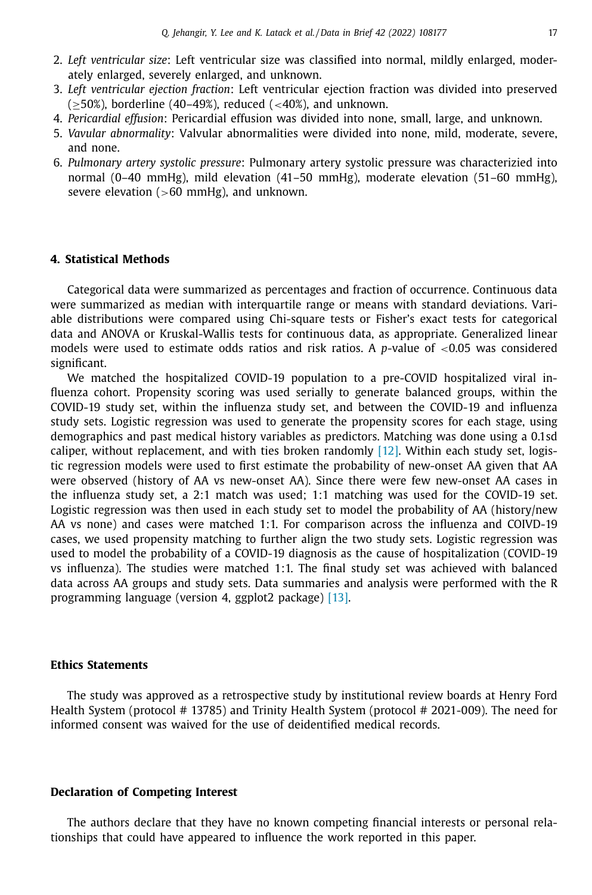2. *Left ventricular size*: Left ventricular size was classified into normal, mildly enlarged, moderately enlarged, severely enlarged, and unknown.
3. *Left ventricular ejection fraction*: Left ventricular ejection fraction was divided into preserved ($\geq$50%), borderline (40–49%), reduced ($<$40%), and unknown.
4. *Pericardial effusion*: Pericardial effusion was divided into none, small, large, and unknown.
5. *Vavular abnormality*: Valvular abnormalities were divided into none, mild, moderate, severe, and none.
6. *Pulmonary artery systolic pressure*: Pulmonary artery systolic pressure was characterizied into normal (0–40 mmHg), mild elevation (41–50 mmHg), moderate elevation (51–60 mmHg), severe elevation ($>$60 mmHg), and unknown.

## 4. Statistical Methods

Categorical data were summarized as percentages and fraction of occurrence. Continuous data were summarized as median with interquartile range or means with standard deviations. Variable distributions were compared using Chi-square tests or Fisher's exact tests for categorical data and ANOVA or Kruskal-Wallis tests for continuous data, as appropriate. Generalized linear models were used to estimate odds ratios and risk ratios. A *p*-value of $<$0.05 was considered significant.

We matched the hospitalized COVID-19 population to a pre-COVID hospitalized viral influenza cohort. Propensity scoring was used serially to generate balanced groups, within the COVID-19 study set, within the influenza study set, and between the COVID-19 and influenza study sets. Logistic regression was used to generate the propensity scores for each stage, using demographics and past medical history variables as predictors. Matching was done using a 0.1sd caliper, without replacement, and with ties broken randomly [12]. Within each study set, logistic regression models were used to first estimate the probability of new-onset AA given that AA were observed (history of AA vs new-onset AA). Since there were few new-onset AA cases in the influenza study set, a 2:1 match was used; 1:1 matching was used for the COVID-19 set. Logistic regression was then used in each study set to model the probability of AA (history/new AA vs none) and cases were matched 1:1. For comparison across the influenza and COIVD-19 cases, we used propensity matching to further align the two study sets. Logistic regression was used to model the probability of a COVID-19 diagnosis as the cause of hospitalization (COVID-19 vs influenza). The studies were matched 1:1. The final study set was achieved with balanced data across AA groups and study sets. Data summaries and analysis were performed with the R programming language (version 4, ggplot2 package) [13].

## Ethics Statements

The study was approved as a retrospective study by institutional review boards at Henry Ford Health System (protocol # 13785) and Trinity Health System (protocol # 2021-009). The need for informed consent was waived for the use of deidentified medical records.

## Declaration of Competing Interest

The authors declare that they have no known competing financial interests or personal relationships that could have appeared to influence the work reported in this paper.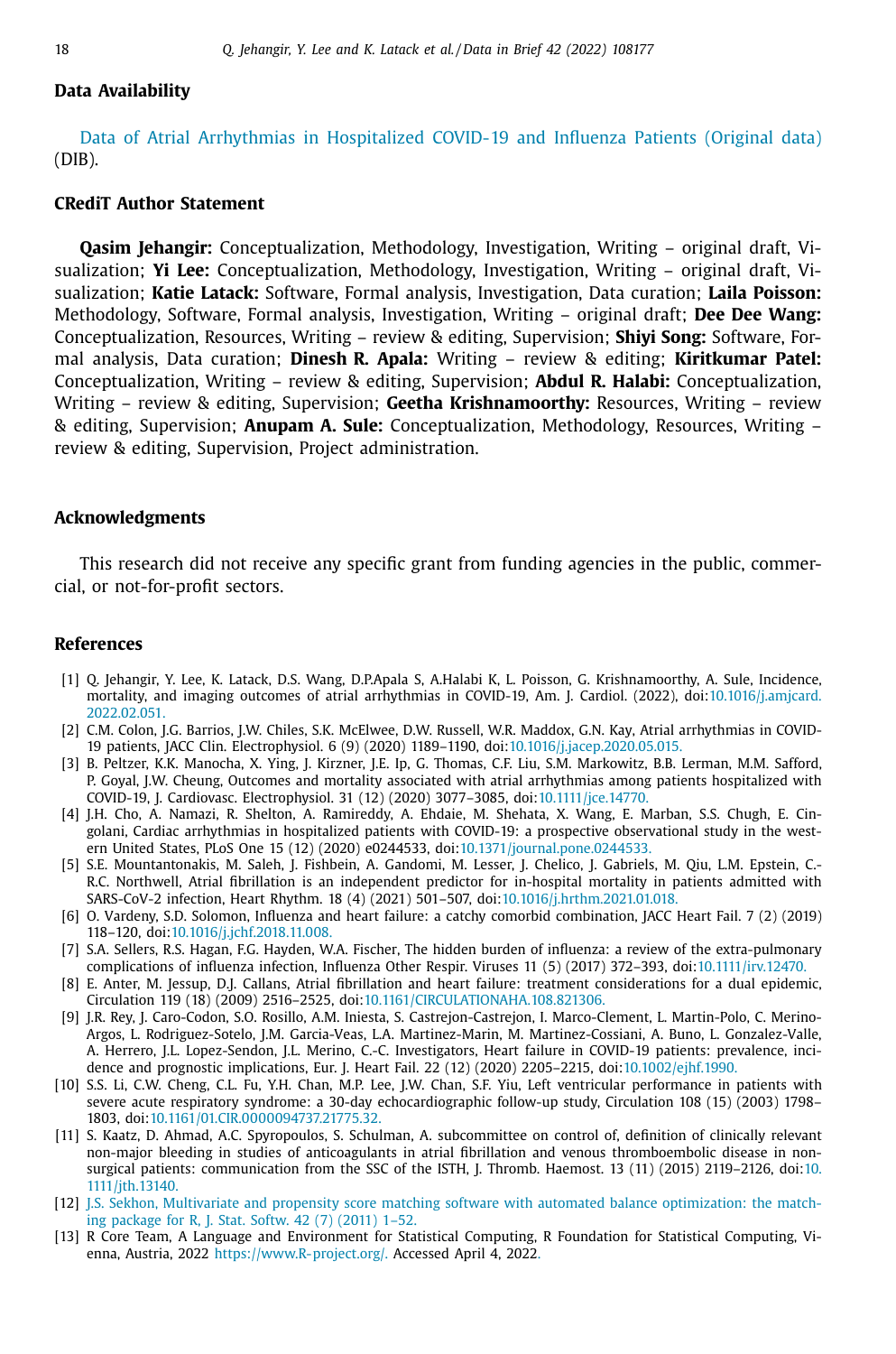## Data Availability

Data of Atrial Arrhythmias in Hospitalized COVID-19 and Influenza Patients (Original data) (DIB).

## CRediT Author Statement

**Qasim Jehangir:** Conceptualization, Methodology, Investigation, Writing – original draft, Visualization; **Yi Lee:** Conceptualization, Methodology, Investigation, Writing – original draft, Visualization; **Katie Latack:** Software, Formal analysis, Investigation, Data curation; **Laila Poisson:** Methodology, Software, Formal analysis, Investigation, Writing – original draft; **Dee Dee Wang:** Conceptualization, Resources, Writing – review & editing, Supervision; **Shiyi Song:** Software, Formal analysis, Data curation; **Dinesh R. Apala:** Writing – review & editing; **Kiritkumar Patel:** Conceptualization, Writing – review & editing, Supervision; **Abdul R. Halabi:** Conceptualization, Writing – review & editing, Supervision; **Geetha Krishnamoorthy:** Resources, Writing – review & editing, Supervision; **Anupam A. Sule:** Conceptualization, Methodology, Resources, Writing – review & editing, Supervision, Project administration.

## Acknowledgments

This research did not receive any specific grant from funding agencies in the public, commercial, or not-for-profit sectors.

## References

[1] Q. Jehangir, Y. Lee, K. Latack, D.S. Wang, D.P.Apala S, A.Halabi K, L. Poisson, G. Krishnamoorthy, A. Sule, Incidence, mortality, and imaging outcomes of atrial arrhythmias in COVID-19, Am. J. Cardiol. (2022), doi:10.1016/j.amjcard.2022.02.051.

[2] C.M. Colon, J.G. Barrios, J.W. Chiles, S.K. McElwee, D.W. Russell, W.R. Maddox, G.N. Kay, Atrial arrhythmias in COVID-19 patients, JACC Clin. Electrophysiol. 6 (9) (2020) 1189–1190, doi:10.1016/j.jacep.2020.05.015.

[3] B. Peltzer, K.K. Manocha, X. Ying, J. Kirzner, J.E. Ip, G. Thomas, C.F. Liu, S.M. Markowitz, B.B. Lerman, M.M. Safford, P. Goyal, J.W. Cheung, Outcomes and mortality associated with atrial arrhythmias among patients hospitalized with COVID-19, J. Cardiovasc. Electrophysiol. 31 (12) (2020) 3077–3085, doi:10.1111/jce.14770.

[4] J.H. Cho, A. Namazi, R. Shelton, A. Ramireddy, A. Ehdaie, M. Shehata, X. Wang, E. Marban, S.S. Chugh, E. Cingolani, Cardiac arrhythmias in hospitalized patients with COVID-19: a prospective observational study in the western United States, PLoS One 15 (12) (2020) e0244533, doi:10.1371/journal.pone.0244533.

[5] S.E. Mountantonakis, M. Saleh, J. Fishbein, A. Gandomi, M. Lesser, J. Chelico, J. Gabriels, M. Qiu, L.M. Epstein, C.-R.C. Northwell, Atrial fibrillation is an independent predictor for in-hospital mortality in patients admitted with SARS-CoV-2 infection, Heart Rhythm. 18 (4) (2021) 501–507, doi:10.1016/j.hrthm.2021.01.018.

[6] O. Vardeny, S.D. Solomon, Influenza and heart failure: a catchy comorbid combination, JACC Heart Fail. 7 (2) (2019) 118–120, doi:10.1016/j.jchf.2018.11.008.

[7] S.A. Sellers, R.S. Hagan, F.G. Hayden, W.A. Fischer, The hidden burden of influenza: a review of the extra-pulmonary complications of influenza infection, Influenza Other Respir. Viruses 11 (5) (2017) 372–393, doi:10.1111/irv.12470.

[8] E. Anter, M. Jessup, D.J. Callans, Atrial fibrillation and heart failure: treatment considerations for a dual epidemic, Circulation 119 (18) (2009) 2516–2525, doi:10.1161/CIRCULATIONAHA.108.821306.

[9] J.R. Rey, J. Caro-Codon, S.O. Rosillo, A.M. Iniesta, S. Castrejon-Castrejon, I. Marco-Clement, L. Martin-Polo, C. Merino-Argos, L. Rodriguez-Sotelo, J.M. Garcia-Veas, L.A. Martinez-Marin, M. Martinez-Cossiani, A. Buno, L. Gonzalez-Valle, A. Herrero, J.L. Lopez-Sendon, J.L. Merino, C.-C. Investigators, Heart failure in COVID-19 patients: prevalence, incidence and prognostic implications, Eur. J. Heart Fail. 22 (12) (2020) 2205–2215, doi:10.1002/ejhf.1990.

[10] S.S. Li, C.W. Cheng, C.L. Fu, Y.H. Chan, M.P. Lee, J.W. Chan, S.F. Yiu, Left ventricular performance in patients with severe acute respiratory syndrome: a 30-day echocardiographic follow-up study, Circulation 108 (15) (2003) 1798–1803, doi:10.1161/01.CIR.0000094737.21775.32.

[11] S. Kaatz, D. Ahmad, A.C. Spyropoulos, S. Schulman, A. subcommittee on control of, definition of clinically relevant non-major bleeding in studies of anticoagulants in atrial fibrillation and venous thromboembolic disease in non-surgical patients: communication from the SSC of the ISTH, J. Thromb. Haemost. 13 (11) (2015) 2119–2126, doi:10.1111/jth.13140.

[12] J.S. Sekhon, Multivariate and propensity score matching software with automated balance optimization: the matching package for R, J. Stat. Softw. 42 (7) (2011) 1–52.

[13] R Core Team, A Language and Environment for Statistical Computing, R Foundation for Statistical Computing, Vienna, Austria, 2022 https://www.R-project.org/. Accessed April 4, 2022.